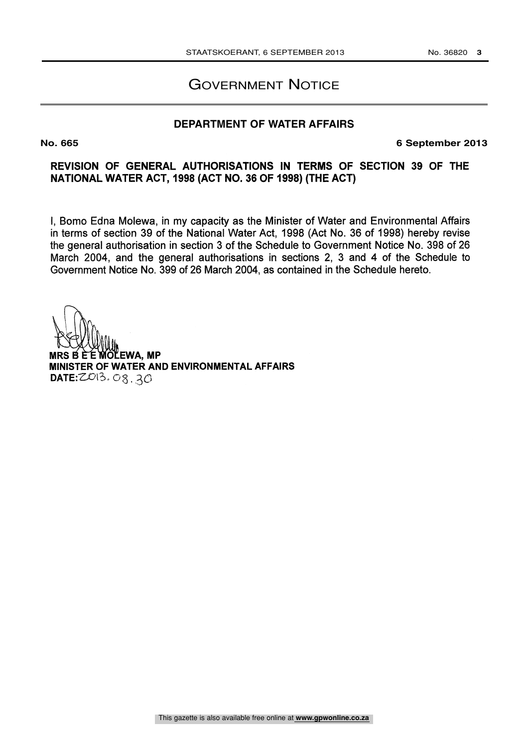# Government Notice

## DEPARTMENT OF WATER AFFAIRS

**No. 665** **6 September 2013**

**REVISION OF GENERAL AUTHORISATIONS IN TERMS OF SECTION 39 OF THE NATIONAL WATER ACT, 1998 (ACT NO. 36 OF 1998) (THE ACT)**

I, Bomo Edna Molewa, in my capacity as the Minister of Water and Environmental Affairs in terms of section 39 of the National Water Act, 1998 (Act No. 36 of 1998) hereby revise the general authorisation in section 3 of the Schedule to Government Notice No. 398 of 26 March 2004, and the general authorisations in sections 2, 3 and 4 of the Schedule to Government Notice No. 399 of 26 March 2004, as contained in the Schedule hereto.

**MRS B E E MOLEWA, MP**
**MINISTER OF WATER AND ENVIRONMENTAL AFFAIRS**
**DATE:** 2013.08.30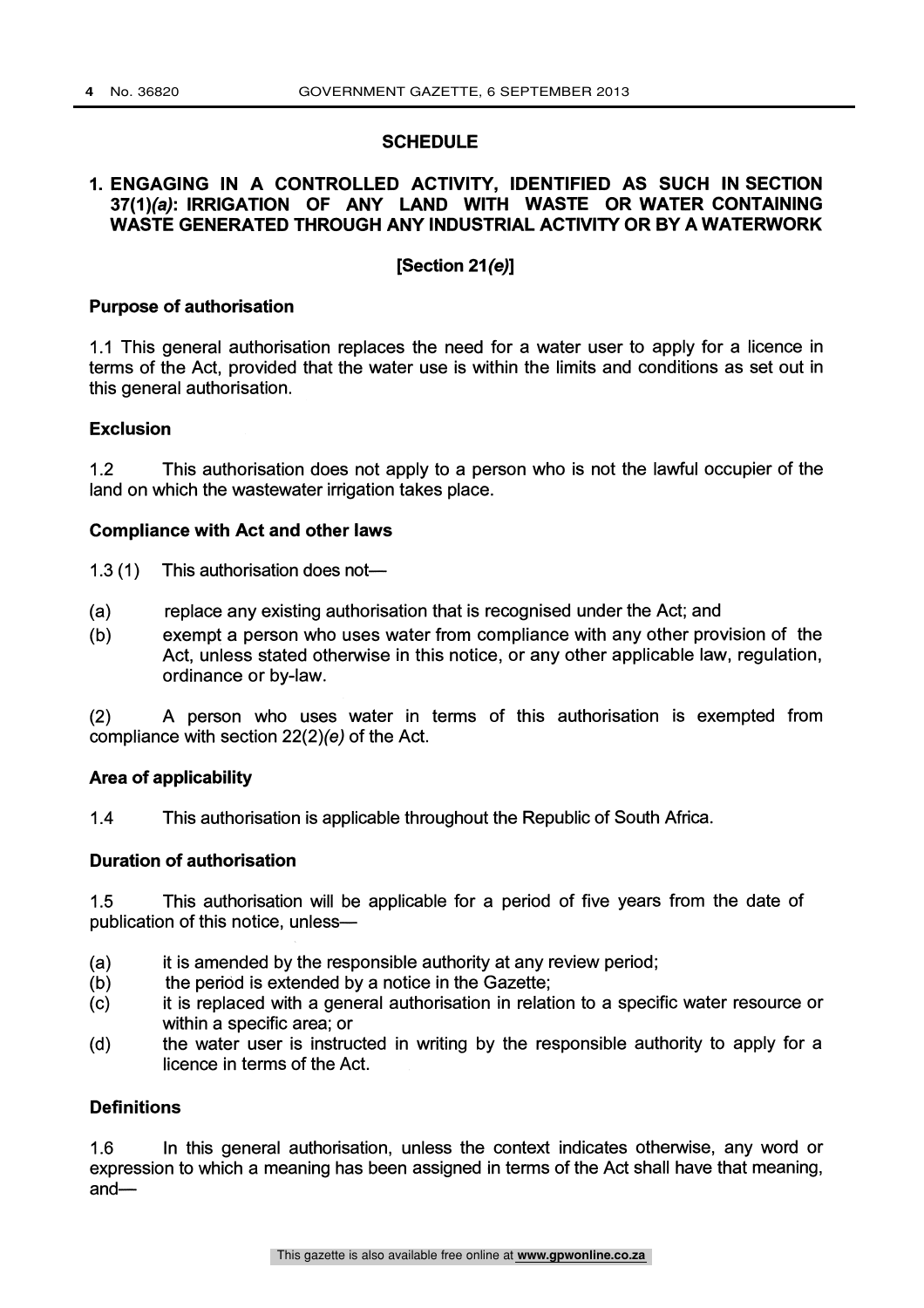## SCHEDULE

### 1. ENGAGING IN A CONTROLLED ACTIVITY, IDENTIFIED AS SUCH IN SECTION 37(1)*(a)*: IRRIGATION OF ANY LAND WITH WASTE OR WATER CONTAINING WASTE GENERATED THROUGH ANY INDUSTRIAL ACTIVITY OR BY A WATERWORK

**[Section 21*(e)*]**

**Purpose of authorisation**

1.1 This general authorisation replaces the need for a water user to apply for a licence in terms of the Act, provided that the water use is within the limits and conditions as set out in this general authorisation.

**Exclusion**

1.2 This authorisation does not apply to a person who is not the lawful occupier of the land on which the wastewater irrigation takes place.

**Compliance with Act and other laws**

1.3 (1) This authorisation does not—

(a) replace any existing authorisation that is recognised under the Act; and

(b) exempt a person who uses water from compliance with any other provision of the Act, unless stated otherwise in this notice, or any other applicable law, regulation, ordinance or by-law.

(2) A person who uses water in terms of this authorisation is exempted from compliance with section 22(2)*(e)* of the Act.

**Area of applicability**

1.4 This authorisation is applicable throughout the Republic of South Africa.

**Duration of authorisation**

1.5 This authorisation will be applicable for a period of five years from the date of publication of this notice, unless—

(a) it is amended by the responsible authority at any review period;

(b) the period is extended by a notice in the Gazette;

(c) it is replaced with a general authorisation in relation to a specific water resource or within a specific area; or

(d) the water user is instructed in writing by the responsible authority to apply for a licence in terms of the Act.

**Definitions**

1.6 In this general authorisation, unless the context indicates otherwise, any word or expression to which a meaning has been assigned in terms of the Act shall have that meaning, and—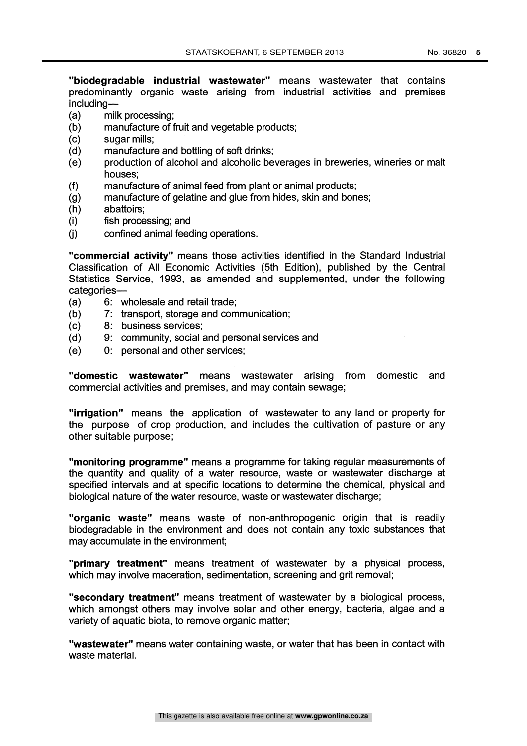**"biodegradable industrial wastewater"** means wastewater that contains predominantly organic waste arising from industrial activities and premises including—

(a) milk processing;
(b) manufacture of fruit and vegetable products;
(c) sugar mills;
(d) manufacture and bottling of soft drinks;
(e) production of alcohol and alcoholic beverages in breweries, wineries or malt houses;
(f) manufacture of animal feed from plant or animal products;
(g) manufacture of gelatine and glue from hides, skin and bones;
(h) abattoirs;
(i) fish processing; and
(j) confined animal feeding operations.

**"commercial activity"** means those activities identified in the Standard Industrial Classification of All Economic Activities (5th Edition), published by the Central Statistics Service, 1993, as amended and supplemented, under the following categories—

(a) 6: wholesale and retail trade;
(b) 7: transport, storage and communication;
(c) 8: business services;
(d) 9: community, social and personal services and
(e) 0: personal and other services;

**"domestic wastewater"** means wastewater arising from domestic and commercial activities and premises, and may contain sewage;

**"irrigation"** means the application of wastewater to any land or property for the purpose of crop production, and includes the cultivation of pasture or any other suitable purpose;

**"monitoring programme"** means a programme for taking regular measurements of the quantity and quality of a water resource, waste or wastewater discharge at specified intervals and at specific locations to determine the chemical, physical and biological nature of the water resource, waste or wastewater discharge;

**"organic waste"** means waste of non-anthropogenic origin that is readily biodegradable in the environment and does not contain any toxic substances that may accumulate in the environment;

**"primary treatment"** means treatment of wastewater by a physical process, which may involve maceration, sedimentation, screening and grit removal;

**"secondary treatment"** means treatment of wastewater by a biological process, which amongst others may involve solar and other energy, bacteria, algae and a variety of aquatic biota, to remove organic matter;

**"wastewater"** means water containing waste, or water that has been in contact with waste material.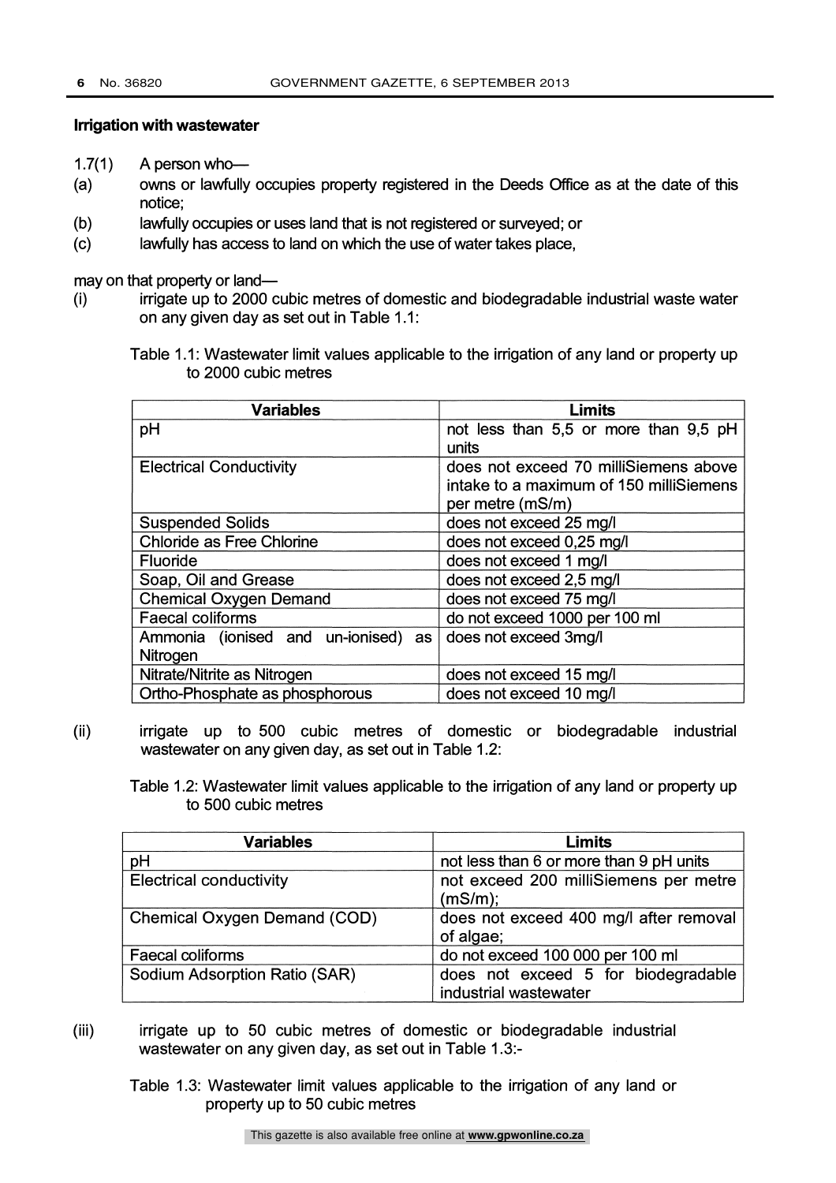**Irrigation with wastewater**

1.7(1) A person who—

(a) owns or lawfully occupies property registered in the Deeds Office as at the date of this notice;

(b) lawfully occupies or uses land that is not registered or surveyed; or

(c) lawfully has access to land on which the use of water takes place,

may on that property or land—

(i) irrigate up to 2000 cubic metres of domestic and biodegradable industrial waste water on any given day as set out in Table 1.1:

Table 1.1: Wastewater limit values applicable to the irrigation of any land or property up to 2000 cubic metres

| Variables | Limits |
|---|---|
| pH | not less than 5,5 or more than 9,5 pH units |
| Electrical Conductivity | does not exceed 70 milliSiemens above intake to a maximum of 150 milliSiemens per metre (mS/m) |
| Suspended Solids | does not exceed 25 mg/l |
| Chloride as Free Chlorine | does not exceed 0,25 mg/l |
| Fluoride | does not exceed 1 mg/l |
| Soap, Oil and Grease | does not exceed 2,5 mg/l |
| Chemical Oxygen Demand | does not exceed 75 mg/l |
| Faecal coliforms | do not exceed 1000 per 100 ml |
| Ammonia (ionised and un-ionised) as Nitrogen | does not exceed 3mg/l |
| Nitrate/Nitrite as Nitrogen | does not exceed 15 mg/l |
| Ortho-Phosphate as phosphorous | does not exceed 10 mg/l |

(ii) irrigate up to 500 cubic metres of domestic or biodegradable industrial wastewater on any given day, as set out in Table 1.2:

Table 1.2: Wastewater limit values applicable to the irrigation of any land or property up to 500 cubic metres

| Variables | Limits |
|---|---|
| pH | not less than 6 or more than 9 pH units |
| Electrical conductivity | not exceed 200 milliSiemens per metre (mS/m); |
| Chemical Oxygen Demand (COD) | does not exceed 400 mg/l after removal of algae; |
| Faecal coliforms | do not exceed 100 000 per 100 ml |
| Sodium Adsorption Ratio (SAR) | does not exceed 5 for biodegradable industrial wastewater |

(iii) irrigate up to 50 cubic metres of domestic or biodegradable industrial wastewater on any given day, as set out in Table 1.3:-

Table 1.3: Wastewater limit values applicable to the irrigation of any land or property up to 50 cubic metres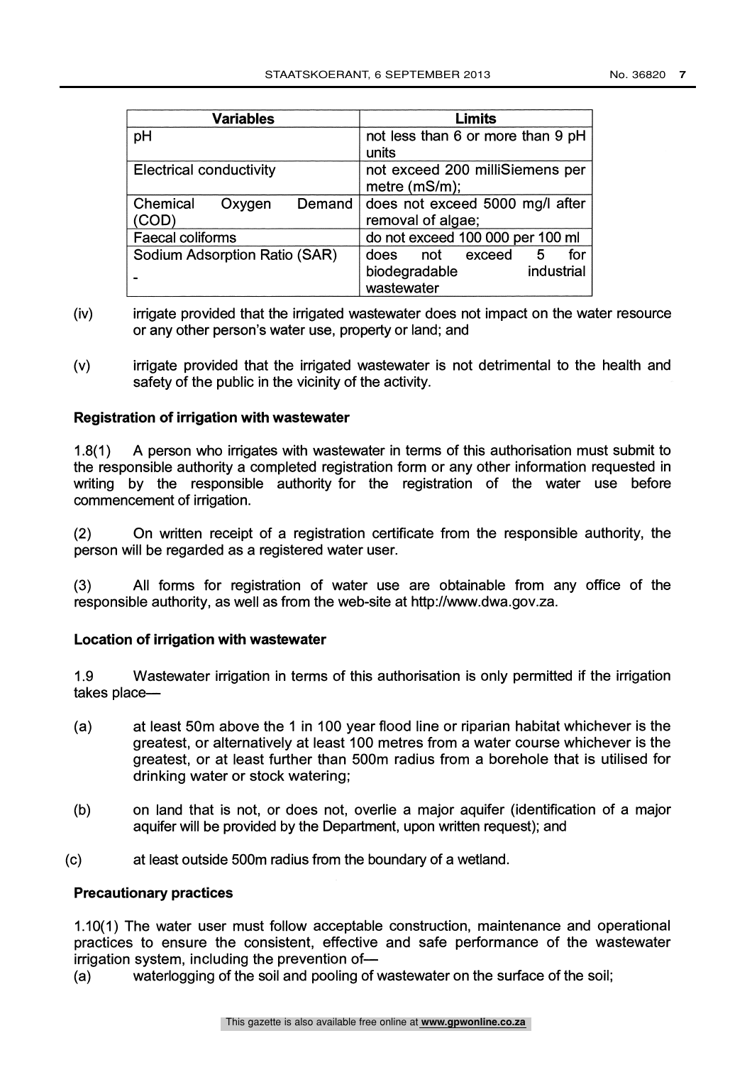| Variables | Limits |
|---|---|
| pH | not less than 6 or more than 9 pH units |
| Electrical conductivity | not exceed 200 milliSiemens per metre (mS/m); |
| Chemical Oxygen Demand (COD) | does not exceed 5000 mg/l after removal of algae; |
| Faecal coliforms | do not exceed 100 000 per 100 ml |
| Sodium Adsorption Ratio (SAR) - | does not exceed 5 for biodegradable industrial wastewater |

(iv) irrigate provided that the irrigated wastewater does not impact on the water resource or any other person's water use, property or land; and

(v) irrigate provided that the irrigated wastewater is not detrimental to the health and safety of the public in the vicinity of the activity.

**Registration of irrigation with wastewater**

1.8(1) A person who irrigates with wastewater in terms of this authorisation must submit to the responsible authority a completed registration form or any other information requested in writing by the responsible authority for the registration of the water use before commencement of irrigation.

(2) On written receipt of a registration certificate from the responsible authority, the person will be regarded as a registered water user.

(3) All forms for registration of water use are obtainable from any office of the responsible authority, as well as from the web-site at http://www.dwa.gov.za.

**Location of irrigation with wastewater**

1.9 Wastewater irrigation in terms of this authorisation is only permitted if the irrigation takes place—

(a) at least 50m above the 1 in 100 year flood line or riparian habitat whichever is the greatest, or alternatively at least 100 metres from a water course whichever is the greatest, or at least further than 500m radius from a borehole that is utilised for drinking water or stock watering;

(b) on land that is not, or does not, overlie a major aquifer (identification of a major aquifer will be provided by the Department, upon written request); and

(c) at least outside 500m radius from the boundary of a wetland.

**Precautionary practices**

1.10(1) The water user must follow acceptable construction, maintenance and operational practices to ensure the consistent, effective and safe performance of the wastewater irrigation system, including the prevention of—

(a) waterlogging of the soil and pooling of wastewater on the surface of the soil;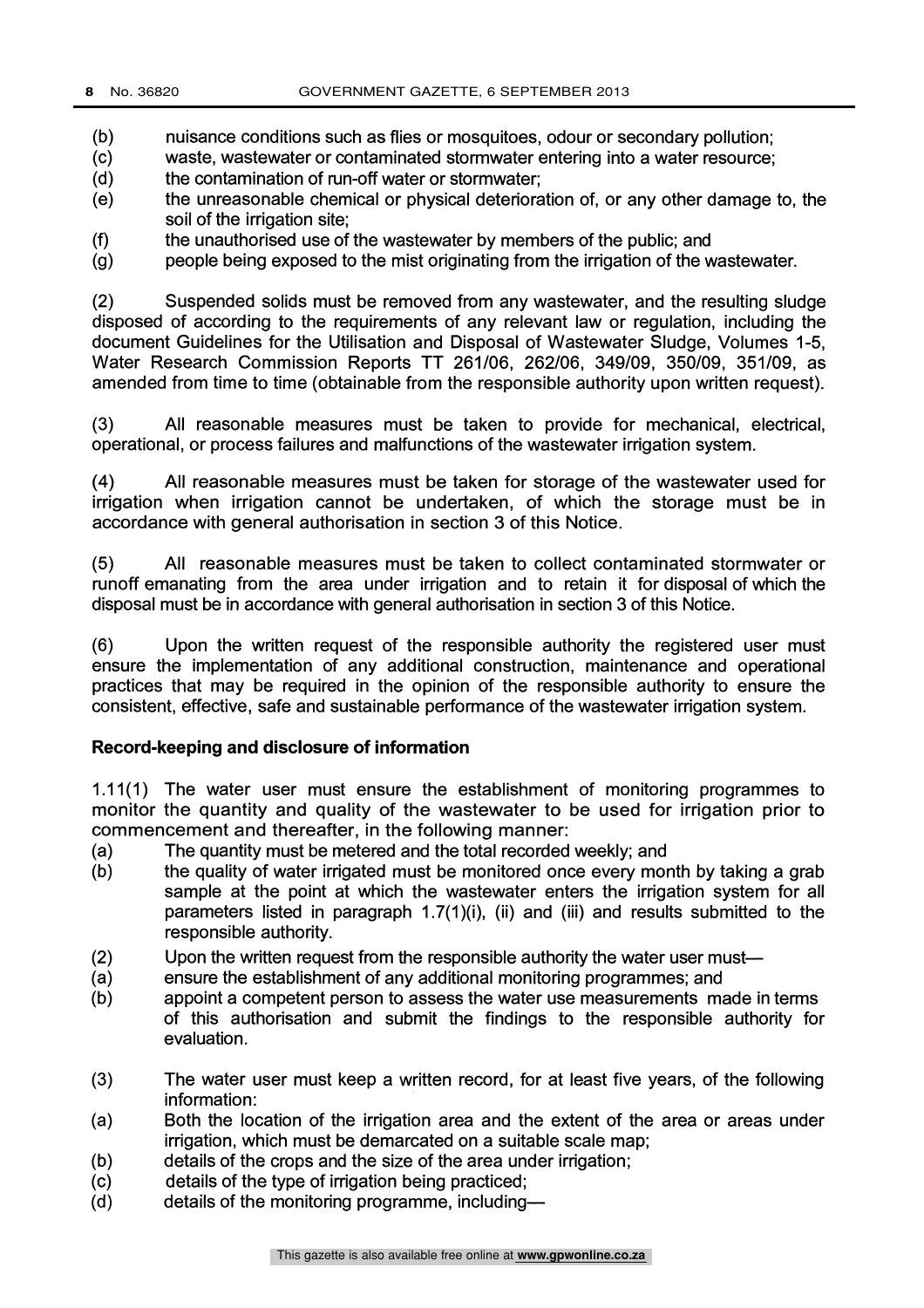(b) nuisance conditions such as flies or mosquitoes, odour or secondary pollution;

(c) waste, wastewater or contaminated stormwater entering into a water resource;

(d) the contamination of run-off water or stormwater;

(e) the unreasonable chemical or physical deterioration of, or any other damage to, the soil of the irrigation site;

(f) the unauthorised use of the wastewater by members of the public; and

(g) people being exposed to the mist originating from the irrigation of the wastewater.

(2) Suspended solids must be removed from any wastewater, and the resulting sludge disposed of according to the requirements of any relevant law or regulation, including the document Guidelines for the Utilisation and Disposal of Wastewater Sludge, Volumes 1-5, Water Research Commission Reports TT 261/06, 262/06, 349/09, 350/09, 351/09, as amended from time to time (obtainable from the responsible authority upon written request).

(3) All reasonable measures must be taken to provide for mechanical, electrical, operational, or process failures and malfunctions of the wastewater irrigation system.

(4) All reasonable measures must be taken for storage of the wastewater used for irrigation when irrigation cannot be undertaken, of which the storage must be in accordance with general authorisation in section 3 of this Notice.

(5) All reasonable measures must be taken to collect contaminated stormwater or runoff emanating from the area under irrigation and to retain it for disposal of which the disposal must be in accordance with general authorisation in section 3 of this Notice.

(6) Upon the written request of the responsible authority the registered user must ensure the implementation of any additional construction, maintenance and operational practices that may be required in the opinion of the responsible authority to ensure the consistent, effective, safe and sustainable performance of the wastewater irrigation system.

**Record-keeping and disclosure of information**

1.11(1) The water user must ensure the establishment of monitoring programmes to monitor the quantity and quality of the wastewater to be used for irrigation prior to commencement and thereafter, in the following manner:

(a) The quantity must be metered and the total recorded weekly; and

(b) the quality of water irrigated must be monitored once every month by taking a grab sample at the point at which the wastewater enters the irrigation system for all parameters listed in paragraph 1.7(1)(i), (ii) and (iii) and results submitted to the responsible authority.

(2) Upon the written request from the responsible authority the water user must—

(a) ensure the establishment of any additional monitoring programmes; and

(b) appoint a competent person to assess the water use measurements made in terms of this authorisation and submit the findings to the responsible authority for evaluation.

(3) The water user must keep a written record, for at least five years, of the following information:

(a) Both the location of the irrigation area and the extent of the area or areas under irrigation, which must be demarcated on a suitable scale map;

(b) details of the crops and the size of the area under irrigation;

(c) details of the type of irrigation being practiced;

(d) details of the monitoring programme, including—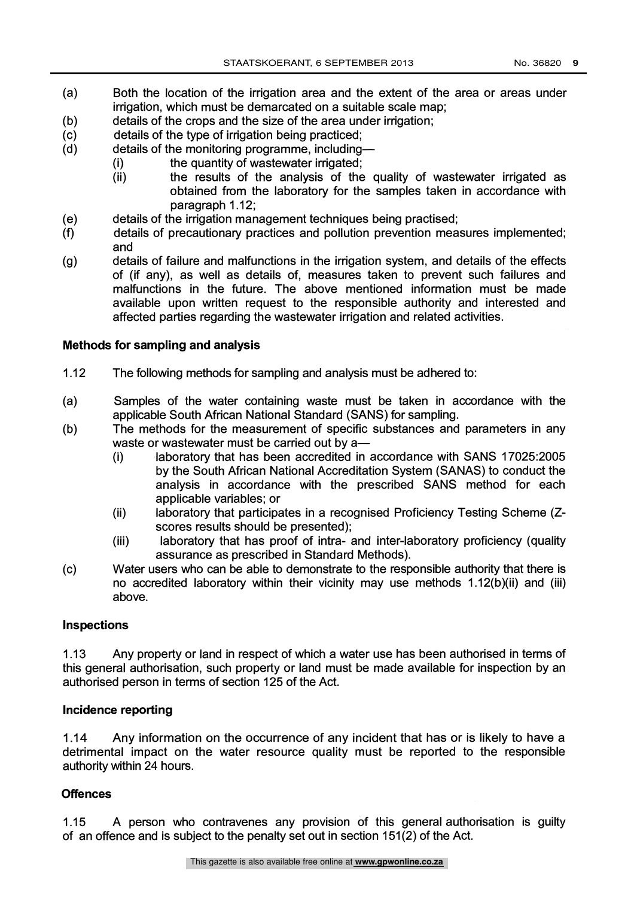(a) Both the location of the irrigation area and the extent of the area or areas under irrigation, which must be demarcated on a suitable scale map;

(b) details of the crops and the size of the area under irrigation;

(c) details of the type of irrigation being practiced;

(d) details of the monitoring programme, including—
   (i) the quantity of wastewater irrigated;
   (ii) the results of the analysis of the quality of wastewater irrigated as obtained from the laboratory for the samples taken in accordance with paragraph 1.12;

(e) details of the irrigation management techniques being practised;

(f) details of precautionary practices and pollution prevention measures implemented; and

(g) details of failure and malfunctions in the irrigation system, and details of the effects of (if any), as well as details of, measures taken to prevent such failures and malfunctions in the future. The above mentioned information must be made available upon written request to the responsible authority and interested and affected parties regarding the wastewater irrigation and related activities.

**Methods for sampling and analysis**

1.12 The following methods for sampling and analysis must be adhered to:

(a) Samples of the water containing waste must be taken in accordance with the applicable South African National Standard (SANS) for sampling.

(b) The methods for the measurement of specific substances and parameters in any waste or wastewater must be carried out by a—
   (i) laboratory that has been accredited in accordance with SANS 17025:2005 by the South African National Accreditation System (SANAS) to conduct the analysis in accordance with the prescribed SANS method for each applicable variables; or
   (ii) laboratory that participates in a recognised Proficiency Testing Scheme (Z-scores results should be presented);
   (iii) laboratory that has proof of intra- and inter-laboratory proficiency (quality assurance as prescribed in Standard Methods).

(c) Water users who can be able to demonstrate to the responsible authority that there is no accredited laboratory within their vicinity may use methods 1.12(b)(ii) and (iii) above.

**Inspections**

1.13 Any property or land in respect of which a water use has been authorised in terms of this general authorisation, such property or land must be made available for inspection by an authorised person in terms of section 125 of the Act.

**Incidence reporting**

1.14 Any information on the occurrence of any incident that has or is likely to have a detrimental impact on the water resource quality must be reported to the responsible authority within 24 hours.

**Offences**

1.15 A person who contravenes any provision of this general authorisation is guilty of an offence and is subject to the penalty set out in section 151(2) of the Act.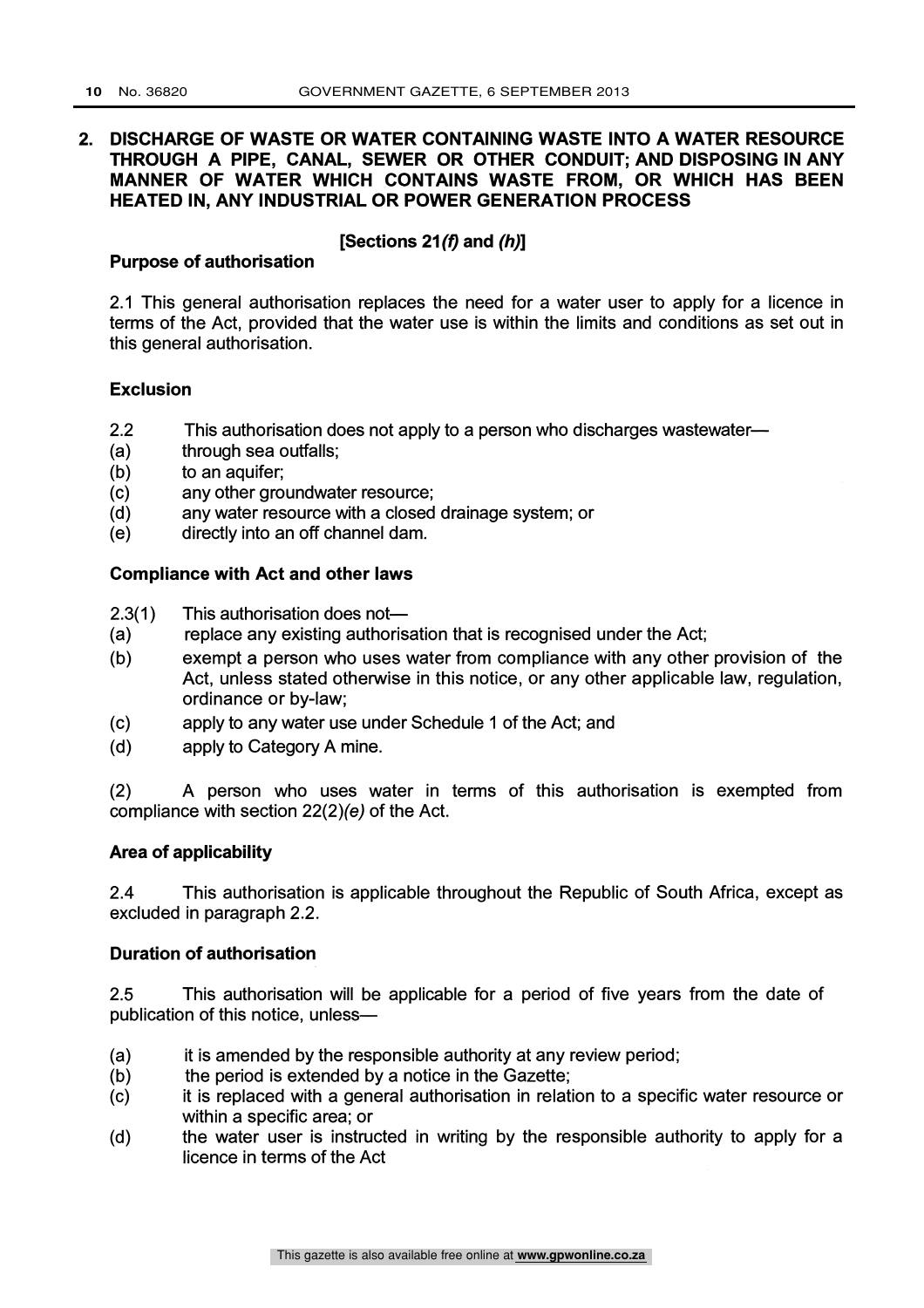## 2. DISCHARGE OF WASTE OR WATER CONTAINING WASTE INTO A WATER RESOURCE THROUGH A PIPE, CANAL, SEWER OR OTHER CONDUIT; AND DISPOSING IN ANY MANNER OF WATER WHICH CONTAINS WASTE FROM, OR WHICH HAS BEEN HEATED IN, ANY INDUSTRIAL OR POWER GENERATION PROCESS

**[Sections 21*(f)* and *(h)*]**

**Purpose of authorisation**

2.1 This general authorisation replaces the need for a water user to apply for a licence in terms of the Act, provided that the water use is within the limits and conditions as set out in this general authorisation.

**Exclusion**

2.2 This authorisation does not apply to a person who discharges wastewater—

(a) through sea outfalls;
(b) to an aquifer;
(c) any other groundwater resource;
(d) any water resource with a closed drainage system; or
(e) directly into an off channel dam.

**Compliance with Act and other laws**

2.3(1) This authorisation does not—

(a) replace any existing authorisation that is recognised under the Act;
(b) exempt a person who uses water from compliance with any other provision of the Act, unless stated otherwise in this notice, or any other applicable law, regulation, ordinance or by-law;
(c) apply to any water use under Schedule 1 of the Act; and
(d) apply to Category A mine.

(2) A person who uses water in terms of this authorisation is exempted from compliance with section 22(2)*(e)* of the Act.

**Area of applicability**

2.4 This authorisation is applicable throughout the Republic of South Africa, except as excluded in paragraph 2.2.

**Duration of authorisation**

2.5 This authorisation will be applicable for a period of five years from the date of publication of this notice, unless—

(a) it is amended by the responsible authority at any review period;
(b) the period is extended by a notice in the Gazette;
(c) it is replaced with a general authorisation in relation to a specific water resource or within a specific area; or
(d) the water user is instructed in writing by the responsible authority to apply for a licence in terms of the Act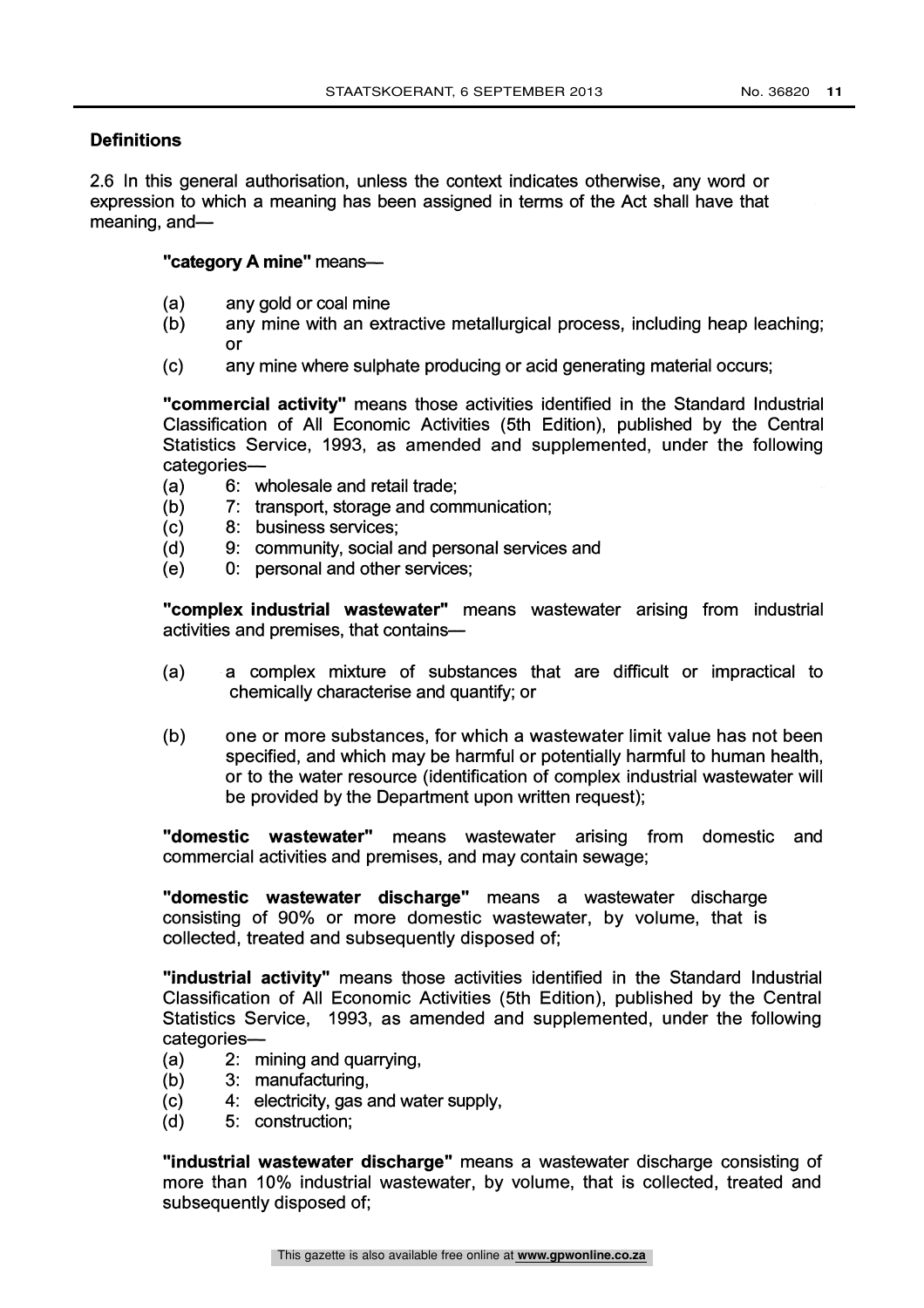## Definitions

2.6 In this general authorisation, unless the context indicates otherwise, any word or expression to which a meaning has been assigned in terms of the Act shall have that meaning, and—

**"category A mine"** means—

(a) any gold or coal mine
(b) any mine with an extractive metallurgical process, including heap leaching; or
(c) any mine where sulphate producing or acid generating material occurs;

**"commercial activity"** means those activities identified in the Standard Industrial Classification of All Economic Activities (5th Edition), published by the Central Statistics Service, 1993, as amended and supplemented, under the following categories—

(a) 6: wholesale and retail trade;
(b) 7: transport, storage and communication;
(c) 8: business services;
(d) 9: community, social and personal services and
(e) 0: personal and other services;

**"complex industrial wastewater"** means wastewater arising from industrial activities and premises, that contains—

(a) a complex mixture of substances that are difficult or impractical to chemically characterise and quantify; or

(b) one or more substances, for which a wastewater limit value has not been specified, and which may be harmful or potentially harmful to human health, or to the water resource (identification of complex industrial wastewater will be provided by the Department upon written request);

**"domestic wastewater"** means wastewater arising from domestic and commercial activities and premises, and may contain sewage;

**"domestic wastewater discharge"** means a wastewater discharge consisting of 90% or more domestic wastewater, by volume, that is collected, treated and subsequently disposed of;

**"industrial activity"** means those activities identified in the Standard Industrial Classification of All Economic Activities (5th Edition), published by the Central Statistics Service, 1993, as amended and supplemented, under the following categories—

(a) 2: mining and quarrying,
(b) 3: manufacturing,
(c) 4: electricity, gas and water supply,
(d) 5: construction;

**"industrial wastewater discharge"** means a wastewater discharge consisting of more than 10% industrial wastewater, by volume, that is collected, treated and subsequently disposed of;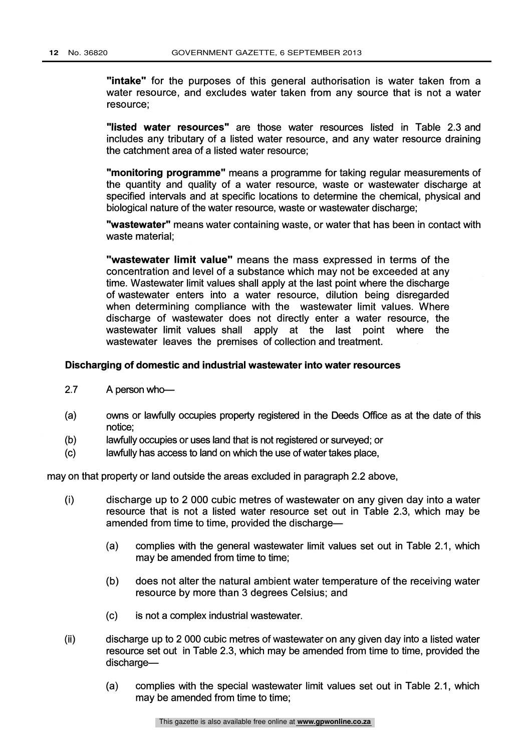**"intake"** for the purposes of this general authorisation is water taken from a water resource, and excludes water taken from any source that is not a water resource;

**"listed water resources"** are those water resources listed in Table 2.3 and includes any tributary of a listed water resource, and any water resource draining the catchment area of a listed water resource;

**"monitoring programme"** means a programme for taking regular measurements of the quantity and quality of a water resource, waste or wastewater discharge at specified intervals and at specific locations to determine the chemical, physical and biological nature of the water resource, waste or wastewater discharge;

**"wastewater"** means water containing waste, or water that has been in contact with waste material;

**"wastewater limit value"** means the mass expressed in terms of the concentration and level of a substance which may not be exceeded at any time. Wastewater limit values shall apply at the last point where the discharge of wastewater enters into a water resource, dilution being disregarded when determining compliance with the wastewater limit values. Where discharge of wastewater does not directly enter a water resource, the wastewater limit values shall apply at the last point where the wastewater leaves the premises of collection and treatment.

**Discharging of domestic and industrial wastewater into water resources**

2.7 A person who—

(a) owns or lawfully occupies property registered in the Deeds Office as at the date of this notice;

(b) lawfully occupies or uses land that is not registered or surveyed; or

(c) lawfully has access to land on which the use of water takes place,

may on that property or land outside the areas excluded in paragraph 2.2 above,

(i) discharge up to 2 000 cubic metres of wastewater on any given day into a water resource that is not a listed water resource set out in Table 2.3, which may be amended from time to time, provided the discharge—

   (a) complies with the general wastewater limit values set out in Table 2.1, which may be amended from time to time;

   (b) does not alter the natural ambient water temperature of the receiving water resource by more than 3 degrees Celsius; and

   (c) is not a complex industrial wastewater.

(ii) discharge up to 2 000 cubic metres of wastewater on any given day into a listed water resource set out in Table 2.3, which may be amended from time to time, provided the discharge—

   (a) complies with the special wastewater limit values set out in Table 2.1, which may be amended from time to time;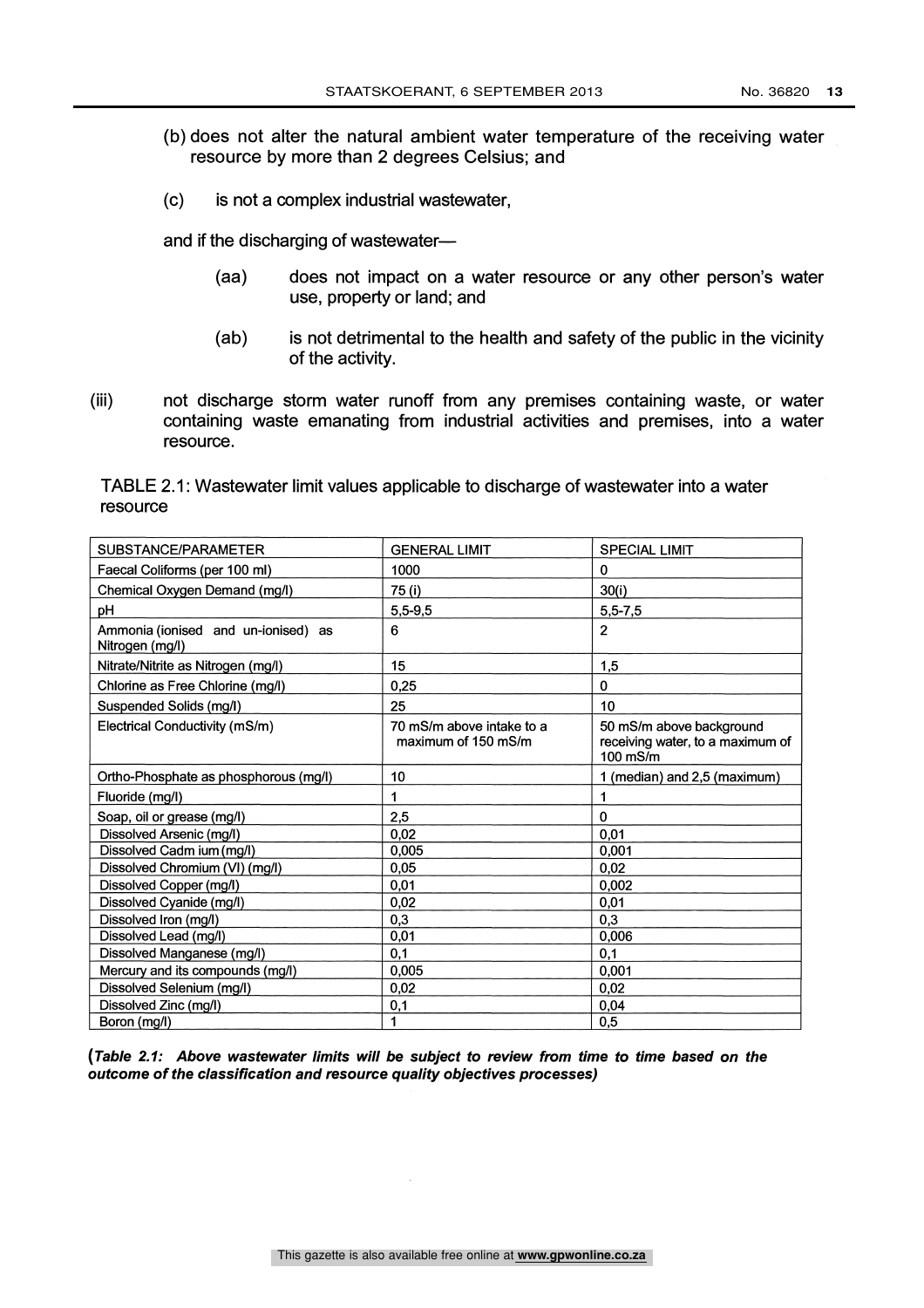(b) does not alter the natural ambient water temperature of the receiving water resource by more than 2 degrees Celsius; and

(c) is not a complex industrial wastewater,

and if the discharging of wastewater—

(aa) does not impact on a water resource or any other person's water use, property or land; and

(ab) is not detrimental to the health and safety of the public in the vicinity of the activity.

(iii) not discharge storm water runoff from any premises containing waste, or water containing waste emanating from industrial activities and premises, into a water resource.

TABLE 2.1: Wastewater limit values applicable to discharge of wastewater into a water resource

| SUBSTANCE/PARAMETER | GENERAL LIMIT | SPECIAL LIMIT |
|---|---|---|
| Faecal Coliforms (per 100 ml) | 1000 | 0 |
| Chemical Oxygen Demand (mg/l) | 75 (i) | 30(i) |
| pH | 5,5-9,5 | 5,5-7,5 |
| Ammonia (ionised and un-ionised) as Nitrogen (mg/l) | 6 | 2 |
| Nitrate/Nitrite as Nitrogen (mg/l) | 15 | 1,5 |
| Chlorine as Free Chlorine (mg/l) | 0,25 | 0 |
| Suspended Solids (mg/l) | 25 | 10 |
| Electrical Conductivity (mS/m) | 70 mS/m above intake to a maximum of 150 mS/m | 50 mS/m above background receiving water, to a maximum of 100 mS/m |
| Ortho-Phosphate as phosphorous (mg/l) | 10 | 1 (median) and 2,5 (maximum) |
| Fluoride (mg/l) | 1 | 1 |
| Soap, oil or grease (mg/l) | 2,5 | 0 |
| Dissolved Arsenic (mg/l) | 0,02 | 0,01 |
| Dissolved Cadm ium (mg/l) | 0,005 | 0,001 |
| Dissolved Chromium (VI) (mg/l) | 0,05 | 0,02 |
| Dissolved Copper (mg/l) | 0,01 | 0,002 |
| Dissolved Cyanide (mg/l) | 0,02 | 0,01 |
| Dissolved Iron (mg/l) | 0,3 | 0,3 |
| Dissolved Lead (mg/l) | 0,01 | 0,006 |
| Dissolved Manganese (mg/l) | 0,1 | 0,1 |
| Mercury and its compounds (mg/l) | 0,005 | 0,001 |
| Dissolved Selenium (mg/l) | 0,02 | 0,02 |
| Dissolved Zinc (mg/l) | 0,1 | 0,04 |
| Boron (mg/l) | 1 | 0,5 |

(***Table 2.1: Above wastewater limits will be subject to review from time to time based on the outcome of the classification and resource quality objectives processes***)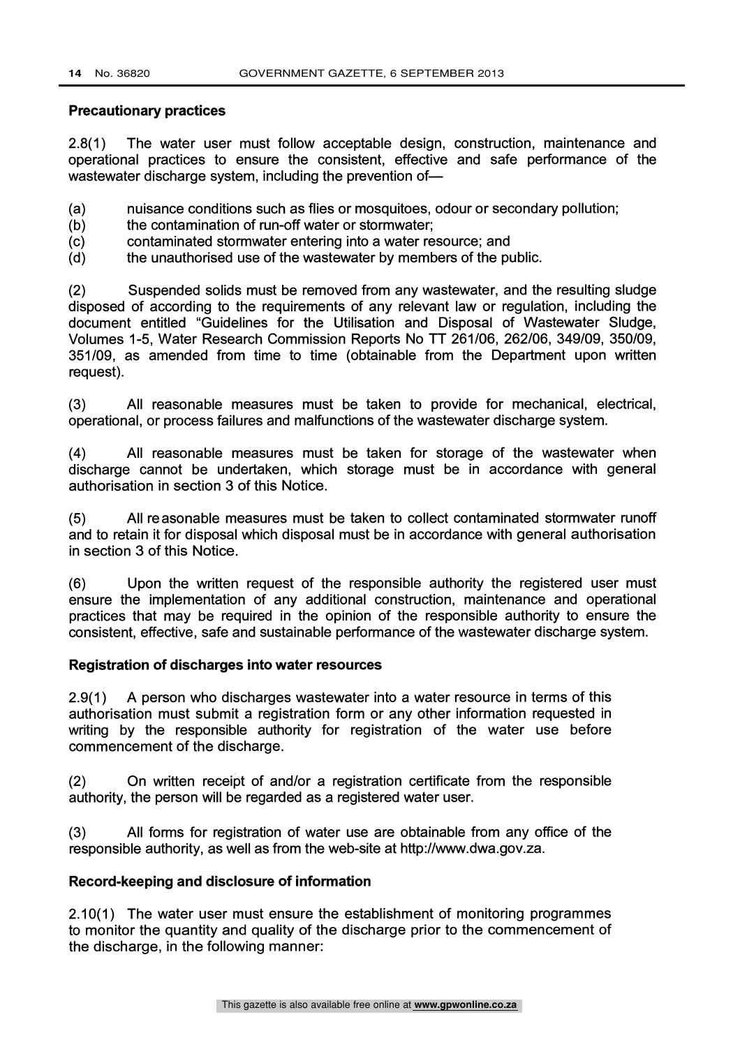**Precautionary practices**

2.8(1) The water user must follow acceptable design, construction, maintenance and operational practices to ensure the consistent, effective and safe performance of the wastewater discharge system, including the prevention of—

(a) nuisance conditions such as flies or mosquitoes, odour or secondary pollution;
(b) the contamination of run-off water or stormwater;
(c) contaminated stormwater entering into a water resource; and
(d) the unauthorised use of the wastewater by members of the public.

(2) Suspended solids must be removed from any wastewater, and the resulting sludge disposed of according to the requirements of any relevant law or regulation, including the document entitled "Guidelines for the Utilisation and Disposal of Wastewater Sludge, Volumes 1-5, Water Research Commission Reports No TT 261/06, 262/06, 349/09, 350/09, 351/09, as amended from time to time (obtainable from the Department upon written request).

(3) All reasonable measures must be taken to provide for mechanical, electrical, operational, or process failures and malfunctions of the wastewater discharge system.

(4) All reasonable measures must be taken for storage of the wastewater when discharge cannot be undertaken, which storage must be in accordance with general authorisation in section 3 of this Notice.

(5) All reasonable measures must be taken to collect contaminated stormwater runoff and to retain it for disposal which disposal must be in accordance with general authorisation in section 3 of this Notice.

(6) Upon the written request of the responsible authority the registered user must ensure the implementation of any additional construction, maintenance and operational practices that may be required in the opinion of the responsible authority to ensure the consistent, effective, safe and sustainable performance of the wastewater discharge system.

**Registration of discharges into water resources**

2.9(1) A person who discharges wastewater into a water resource in terms of this authorisation must submit a registration form or any other information requested in writing by the responsible authority for registration of the water use before commencement of the discharge.

(2) On written receipt of and/or a registration certificate from the responsible authority, the person will be regarded as a registered water user.

(3) All forms for registration of water use are obtainable from any office of the responsible authority, as well as from the web-site at http://www.dwa.gov.za.

**Record-keeping and disclosure of information**

2.10(1) The water user must ensure the establishment of monitoring programmes to monitor the quantity and quality of the discharge prior to the commencement of the discharge, in the following manner: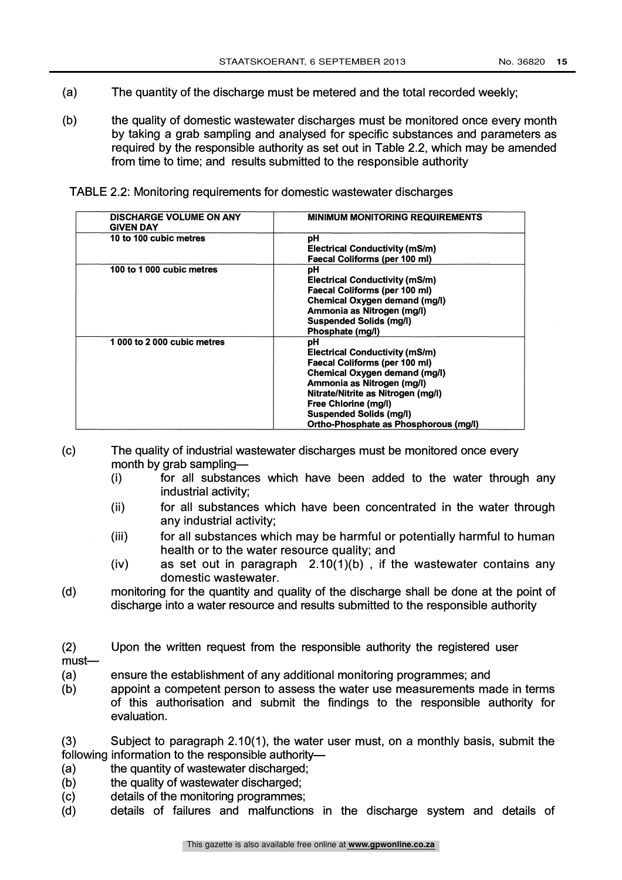(a) The quantity of the discharge must be metered and the total recorded weekly;

(b) the quality of domestic wastewater discharges must be monitored once every month by taking a grab sampling and analysed for specific substances and parameters as required by the responsible authority as set out in Table 2.2, which may be amended from time to time; and results submitted to the responsible authority

TABLE 2.2: Monitoring requirements for domestic wastewater discharges

| DISCHARGE VOLUME ON ANY GIVEN DAY | MINIMUM MONITORING REQUIREMENTS |
|---|---|
| 10 to 100 cubic metres | pH<br>Electrical Conductivity (mS/m)<br>Faecal Coliforms (per 100 ml) |
| 100 to 1 000 cubic metres | pH<br>Electrical Conductivity (mS/m)<br>Faecal Coliforms (per 100 ml)<br>Chemical Oxygen demand (mg/l)<br>Ammonia as Nitrogen (mg/l)<br>Suspended Solids (mg/l)<br>Phosphate (mg/l) |
| 1 000 to 2 000 cubic metres | pH<br>Electrical Conductivity (mS/m)<br>Faecal Coliforms (per 100 ml)<br>Chemical Oxygen demand (mg/l)<br>Ammonia as Nitrogen (mg/l)<br>Nitrate/Nitrite as Nitrogen (mg/l)<br>Free Chlorine (mg/l)<br>Suspended Solids (mg/l)<br>Ortho-Phosphate as Phosphorous (mg/l) |

(c) The quality of industrial wastewater discharges must be monitored once every month by grab sampling—

(i) for all substances which have been added to the water through any industrial activity;

(ii) for all substances which have been concentrated in the water through any industrial activity;

(iii) for all substances which may be harmful or potentially harmful to human health or to the water resource quality; and

(iv) as set out in paragraph 2.10(1)(b) , if the wastewater contains any domestic wastewater.

(d) monitoring for the quantity and quality of the discharge shall be done at the point of discharge into a water resource and results submitted to the responsible authority

(2) Upon the written request from the responsible authority the registered user must—

(a) ensure the establishment of any additional monitoring programmes; and

(b) appoint a competent person to assess the water use measurements made in terms of this authorisation and submit the findings to the responsible authority for evaluation.

(3) Subject to paragraph 2.10(1), the water user must, on a monthly basis, submit the following information to the responsible authority—

(a) the quantity of wastewater discharged;

(b) the quality of wastewater discharged;

(c) details of the monitoring programmes;

(d) details of failures and malfunctions in the discharge system and details of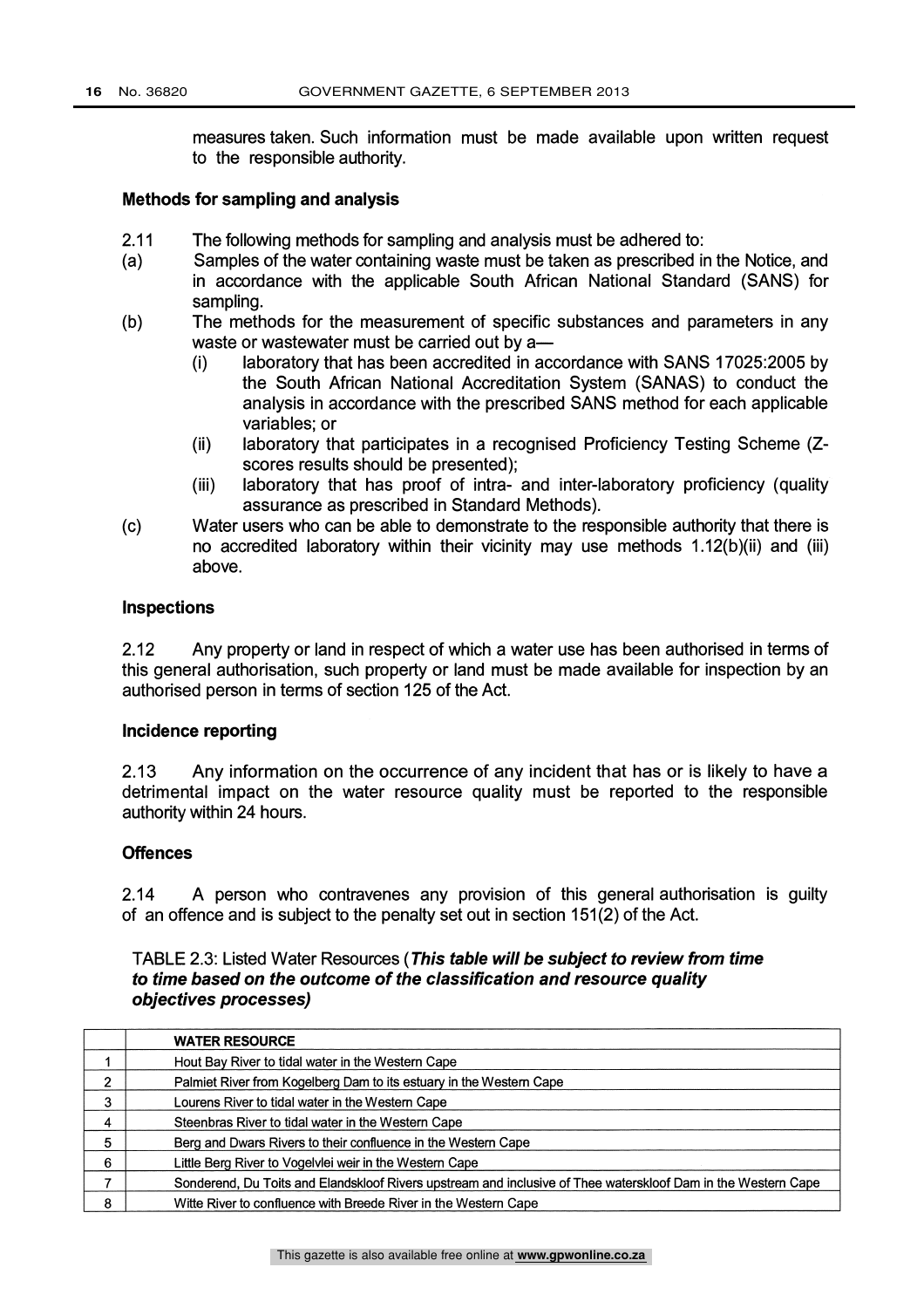measures taken. Such information must be made available upon written request to the responsible authority.

**Methods for sampling and analysis**

2.11 The following methods for sampling and analysis must be adhered to:

(a) Samples of the water containing waste must be taken as prescribed in the Notice, and in accordance with the applicable South African National Standard (SANS) for sampling.

(b) The methods for the measurement of specific substances and parameters in any waste or wastewater must be carried out by a—

 (i) laboratory that has been accredited in accordance with SANS 17025:2005 by the South African National Accreditation System (SANAS) to conduct the analysis in accordance with the prescribed SANS method for each applicable variables; or

 (ii) laboratory that participates in a recognised Proficiency Testing Scheme (Z-scores results should be presented);

 (iii) laboratory that has proof of intra- and inter-laboratory proficiency (quality assurance as prescribed in Standard Methods).

(c) Water users who can be able to demonstrate to the responsible authority that there is no accredited laboratory within their vicinity may use methods 1.12(b)(ii) and (iii) above.

**Inspections**

2.12 Any property or land in respect of which a water use has been authorised in terms of this general authorisation, such property or land must be made available for inspection by an authorised person in terms of section 125 of the Act.

**Incidence reporting**

2.13 Any information on the occurrence of any incident that has or is likely to have a detrimental impact on the water resource quality must be reported to the responsible authority within 24 hours.

**Offences**

2.14 A person who contravenes any provision of this general authorisation is guilty of an offence and is subject to the penalty set out in section 151(2) of the Act.

TABLE 2.3: Listed Water Resources (***This table will be subject to review from time to time based on the outcome of the classification and resource quality objectives processes)***

| | **WATER RESOURCE** |
|---|---|
| 1 | Hout Bay River to tidal water in the Western Cape |
| 2 | Palmiet River from Kogelberg Dam to its estuary in the Western Cape |
| 3 | Lourens River to tidal water in the Western Cape |
| 4 | Steenbras River to tidal water in the Western Cape |
| 5 | Berg and Dwars Rivers to their confluence in the Western Cape |
| 6 | Little Berg River to Vogelvlei weir in the Western Cape |
| 7 | Sonderend, Du Toits and Elandskloof Rivers upstream and inclusive of Thee waterskloof Dam in the Western Cape |
| 8 | Witte River to confluence with Breede River in the Western Cape |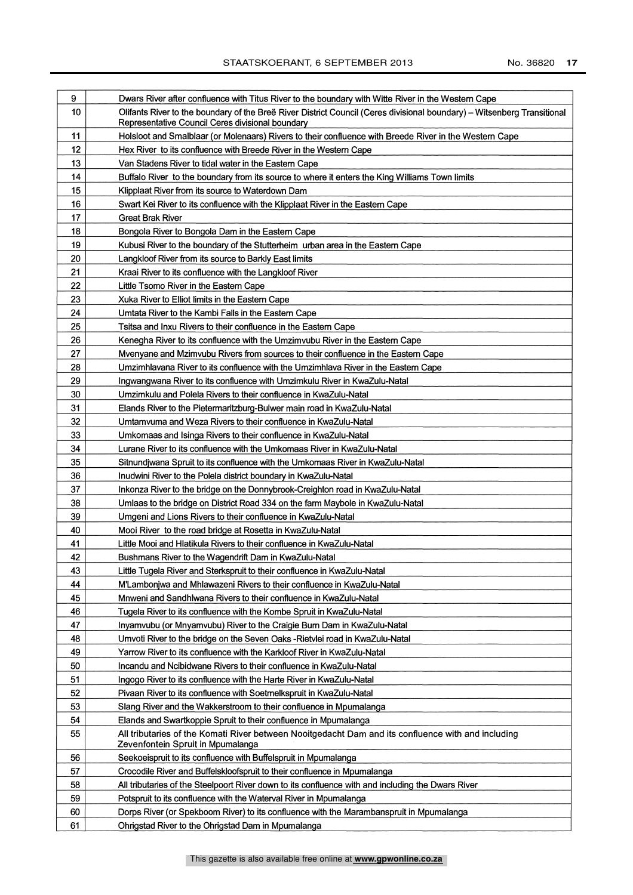| | |
|---|---|
| 9 | Dwars River after confluence with Titus River to the boundary with Witte River in the Western Cape |
| 10 | Olifants River to the boundary of the Breë River District Council (Ceres divisional boundary) – Witsenberg Transitional Representative Council Ceres divisional boundary |
| 11 | Holsloot and Smalblaar (or Molenaars) Rivers to their confluence with Breede River in the Western Cape |
| 12 | Hex River to its confluence with Breede River in the Western Cape |
| 13 | Van Stadens River to tidal water in the Eastern Cape |
| 14 | Buffalo River to the boundary from its source to where it enters the King Williams Town limits |
| 15 | Klipplaat River from its source to Waterdown Dam |
| 16 | Swart Kei River to its confluence with the Klipplaat River in the Eastern Cape |
| 17 | Great Brak River |
| 18 | Bongola River to Bongola Dam in the Eastern Cape |
| 19 | Kubusi River to the boundary of the Stutterheim urban area in the Eastern Cape |
| 20 | Langkloof River from its source to Barkly East limits |
| 21 | Kraai River to its confluence with the Langkloof River |
| 22 | Little Tsomo River in the Eastern Cape |
| 23 | Xuka River to Elliot limits in the Eastern Cape |
| 24 | Umtata River to the Kambi Falls in the Eastern Cape |
| 25 | Tsitsa and Inxu Rivers to their confluence in the Eastern Cape |
| 26 | Kenegha River to its confluence with the Umzimvubu River in the Eastern Cape |
| 27 | Mvenyane and Mzimvubu Rivers from sources to their confluence in the Eastern Cape |
| 28 | Umzimhlavana River to its confluence with the Umzimhlava River in the Eastern Cape |
| 29 | Ingwangwana River to its confluence with Umzimkulu River in KwaZulu-Natal |
| 30 | Umzimkulu and Polela Rivers to their confluence in KwaZulu-Natal |
| 31 | Elands River to the Pietermaritzburg-Bulwer main road in KwaZulu-Natal |
| 32 | Umtamvuma and Weza Rivers to their confluence in KwaZulu-Natal |
| 33 | Umkomaas and Isinga Rivers to their confluence in KwaZulu-Natal |
| 34 | Lurane River to its confluence with the Umkomaas River in KwaZulu-Natal |
| 35 | Sitnundjwana Spruit to its confluence with the Umkomaas River in KwaZulu-Natal |
| 36 | Inudwini River to the Polela district boundary in KwaZulu-Natal |
| 37 | Inkonza River to the bridge on the Donnybrook-Creighton road in KwaZulu-Natal |
| 38 | Umlaas to the bridge on District Road 334 on the farm Maybole in KwaZulu-Natal |
| 39 | Umgeni and Lions Rivers to their confluence in KwaZulu-Natal |
| 40 | Mooi River to the road bridge at Rosetta in KwaZulu-Natal |
| 41 | Little Mooi and Hlatikula Rivers to their confluence in KwaZulu-Natal |
| 42 | Bushmans River to the Wagendrift Dam in KwaZulu-Natal |
| 43 | Little Tugela River and Sterkspruit to their confluence in KwaZulu-Natal |
| 44 | M'Lambonjwa and Mhlawazeni Rivers to their confluence in KwaZulu-Natal |
| 45 | Mnweni and Sandhlwana Rivers to their confluence in KwaZulu-Natal |
| 46 | Tugela River to its confluence with the Kombe Spruit in KwaZulu-Natal |
| 47 | Inyamvubu (or Mnyamvubu) River to the Craigie Burn Dam in KwaZulu-Natal |
| 48 | Umvoti River to the bridge on the Seven Oaks -Rietvlei road in KwaZulu-Natal |
| 49 | Yarrow River to its confluence with the Karkloof River in KwaZulu-Natal |
| 50 | Incandu and Ncibidwane Rivers to their confluence in KwaZulu-Natal |
| 51 | Ingogo River to its confluence with the Harte River in KwaZulu-Natal |
| 52 | Pivaan River to its confluence with Soetmelkspruit in KwaZulu-Natal |
| 53 | Slang River and the Wakkerstroom to their confluence in Mpumalanga |
| 54 | Elands and Swartkoppie Spruit to their confluence in Mpumalanga |
| 55 | All tributaries of the Komati River between Nooitgedacht Dam and its confluence with and including Zevenfontein Spruit in Mpumalanga |
| 56 | Seekoeispruit to its confluence with Buffelspruit in Mpumalanga |
| 57 | Crocodile River and Buffelskloofspruit to their confluence in Mpumalanga |
| 58 | All tributaries of the Steelpoort River down to its confluence with and including the Dwars River |
| 59 | Potspruit to its confluence with the Waterval River in Mpumalanga |
| 60 | Dorps River (or Spekboom River) to its confluence with the Marambanspruit in Mpumalanga |
| 61 | Ohrigstad River to the Ohrigstad Dam in Mpumalanga |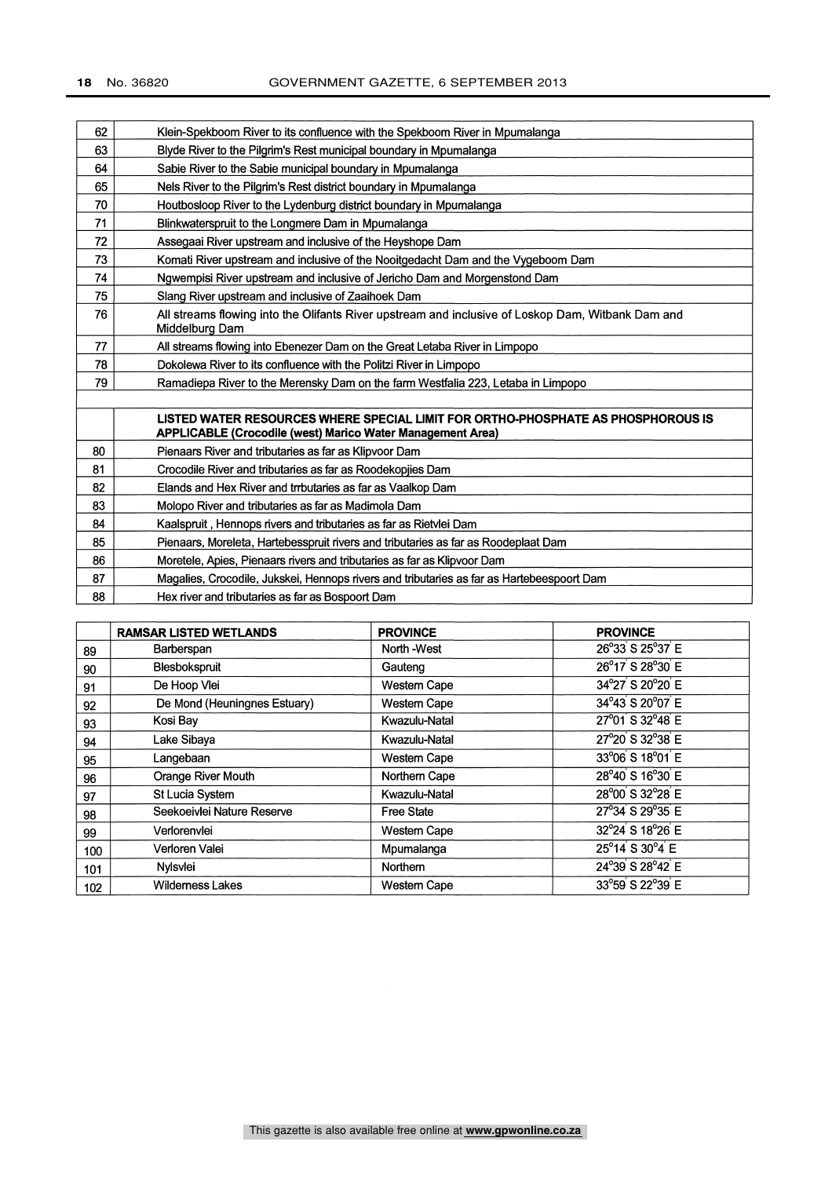| | |
|---|---|
| 62 | Klein-Spekboom River to its confluence with the Spekboom River in Mpumalanga |
| 63 | Blyde River to the Pilgrim's Rest municipal boundary in Mpumalanga |
| 64 | Sabie River to the Sabie municipal boundary in Mpumalanga |
| 65 | Nels River to the Pilgrim's Rest district boundary in Mpumalanga |
| 70 | Houtbosloop River to the Lydenburg district boundary in Mpumalanga |
| 71 | Blinkwaterspruit to the Longmere Dam in Mpumalanga |
| 72 | Assegaai River upstream and inclusive of the Heyshope Dam |
| 73 | Komati River upstream and inclusive of the Nooitgedacht Dam and the Vygeboom Dam |
| 74 | Ngwempisi River upstream and inclusive of Jericho Dam and Morgenstond Dam |
| 75 | Slang River upstream and inclusive of Zaaihoek Dam |
| 76 | All streams flowing into the Olifants River upstream and inclusive of Loskop Dam, Witbank Dam and Middelburg Dam |
| 77 | All streams flowing into Ebenezer Dam on the Great Letaba River in Limpopo |
| 78 | Dokolewa River to its confluence with the Politzi River in Limpopo |
| 79 | Ramadiepa River to the Merensky Dam on the farm Westfalia 223, Letaba in Limpopo |
| | |
| | **LISTED WATER RESOURCES WHERE SPECIAL LIMIT FOR ORTHO-PHOSPHATE AS PHOSPHOROUS IS APPLICABLE (Crocodile (west) Marico Water Management Area)** |
| 80 | Pienaars River and tributaries as far as Klipvoor Dam |
| 81 | Crocodile River and tributaries as far as Roodekopjies Dam |
| 82 | Elands and Hex River and trrbutaries as far as Vaalkop Dam |
| 83 | Molopo River and tributaries as far as Madimola Dam |
| 84 | Kaalspruit , Hennops rivers and tributaries as far as Rietvlei Dam |
| 85 | Pienaars, Moreleta, Hartebesspruit rivers and tributaries as far as Roodeplaat Dam |
| 86 | Moretele, Apies, Pienaars rivers and tributaries as far as Klipvoor Dam |
| 87 | Magalies, Crocodile, Jukskei, Hennops rivers and tributaries as far as Hartebeespoort Dam |
| 88 | Hex river and tributaries as far as Bospoort Dam |

| | **RAMSAR LISTED WETLANDS** | **PROVINCE** | **PROVINCE** |
|---|---|---|---|
| 89 | Barberspan | North -West | 26°33' S 25°37' E |
| 90 | Blesbokspruit | Gauteng | 26°17' S 28°30' E |
| 91 | De Hoop Vlei | Western Cape | 34°27' S 20°20' E |
| 92 | De Mond (Heuningnes Estuary) | Western Cape | 34°43' S 20°07' E |
| 93 | Kosi Bay | Kwazulu-Natal | 27°01' S 32°48' E |
| 94 | Lake Sibaya | Kwazulu-Natal | 27°20' S 32°38' E |
| 95 | Langebaan | Western Cape | 33°06' S 18°01' E |
| 96 | Orange River Mouth | Northern Cape | 28°40' S 16°30' E |
| 97 | St Lucia System | Kwazulu-Natal | 28°00' S 32°28' E |
| 98 | Seekoeivlei Nature Reserve | Free State | 27°34' S 29°35' E |
| 99 | Verlorenvlei | Western Cape | 32°24' S 18°26' E |
| 100 | Verloren Valei | Mpumalanga | 25°14' S 30°4' E |
| 101 | Nylsvlei | Northern | 24°39' S 28°42' E |
| 102 | Wilderness Lakes | Western Cape | 33°59' S 22°39' E |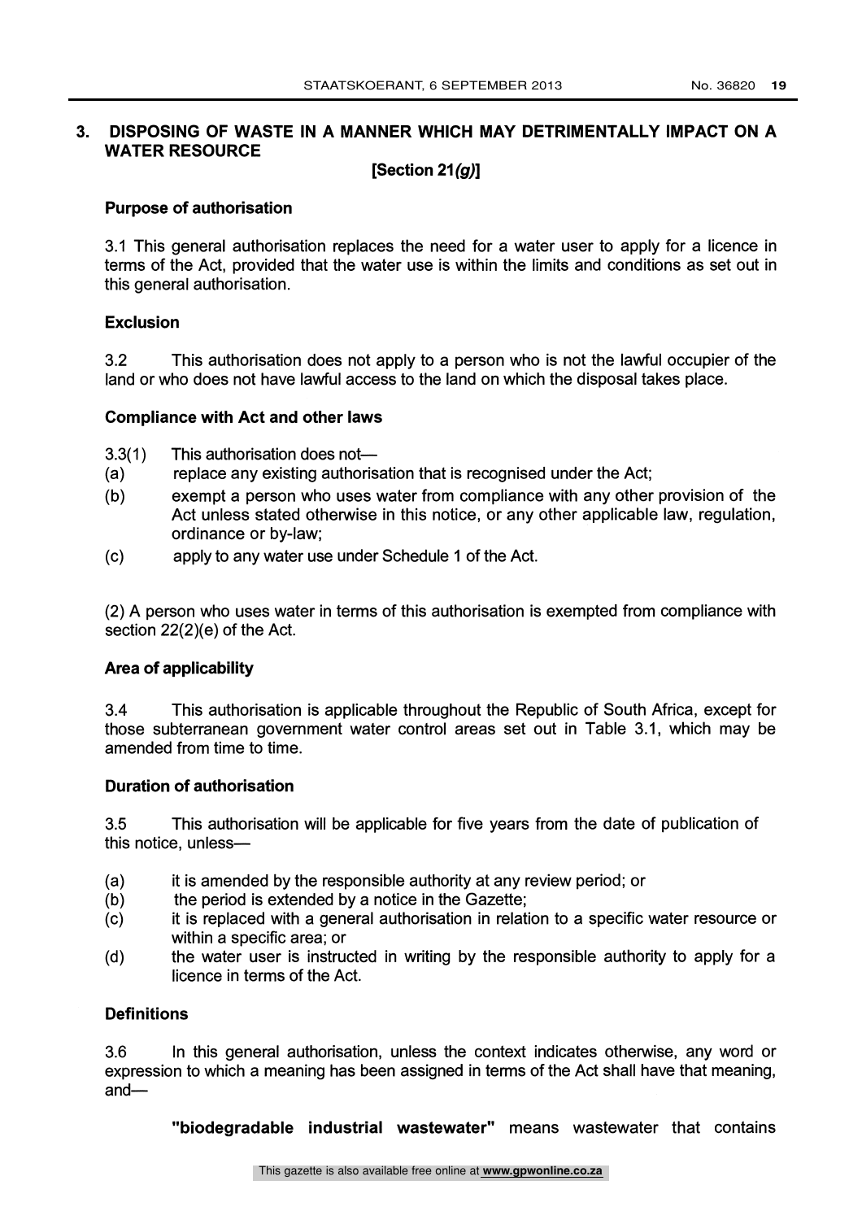## 3. DISPOSING OF WASTE IN A MANNER WHICH MAY DETRIMENTALLY IMPACT ON A WATER RESOURCE

**[Section 21*(g)*]**

### Purpose of authorisation

3.1 This general authorisation replaces the need for a water user to apply for a licence in terms of the Act, provided that the water use is within the limits and conditions as set out in this general authorisation.

### Exclusion

3.2 This authorisation does not apply to a person who is not the lawful occupier of the land or who does not have lawful access to the land on which the disposal takes place.

### Compliance with Act and other laws

3.3(1) This authorisation does not—

(a) replace any existing authorisation that is recognised under the Act;

(b) exempt a person who uses water from compliance with any other provision of the Act unless stated otherwise in this notice, or any other applicable law, regulation, ordinance or by-law;

(c) apply to any water use under Schedule 1 of the Act.

(2) A person who uses water in terms of this authorisation is exempted from compliance with section 22(2)(e) of the Act.

### Area of applicability

3.4 This authorisation is applicable throughout the Republic of South Africa, except for those subterranean government water control areas set out in Table 3.1, which may be amended from time to time.

### Duration of authorisation

3.5 This authorisation will be applicable for five years from the date of publication of this notice, unless—

(a) it is amended by the responsible authority at any review period; or

(b) the period is extended by a notice in the Gazette;

(c) it is replaced with a general authorisation in relation to a specific water resource or within a specific area; or

(d) the water user is instructed in writing by the responsible authority to apply for a licence in terms of the Act.

### Definitions

3.6 In this general authorisation, unless the context indicates otherwise, any word or expression to which a meaning has been assigned in terms of the Act shall have that meaning, and—

**"biodegradable industrial wastewater"** means wastewater that contains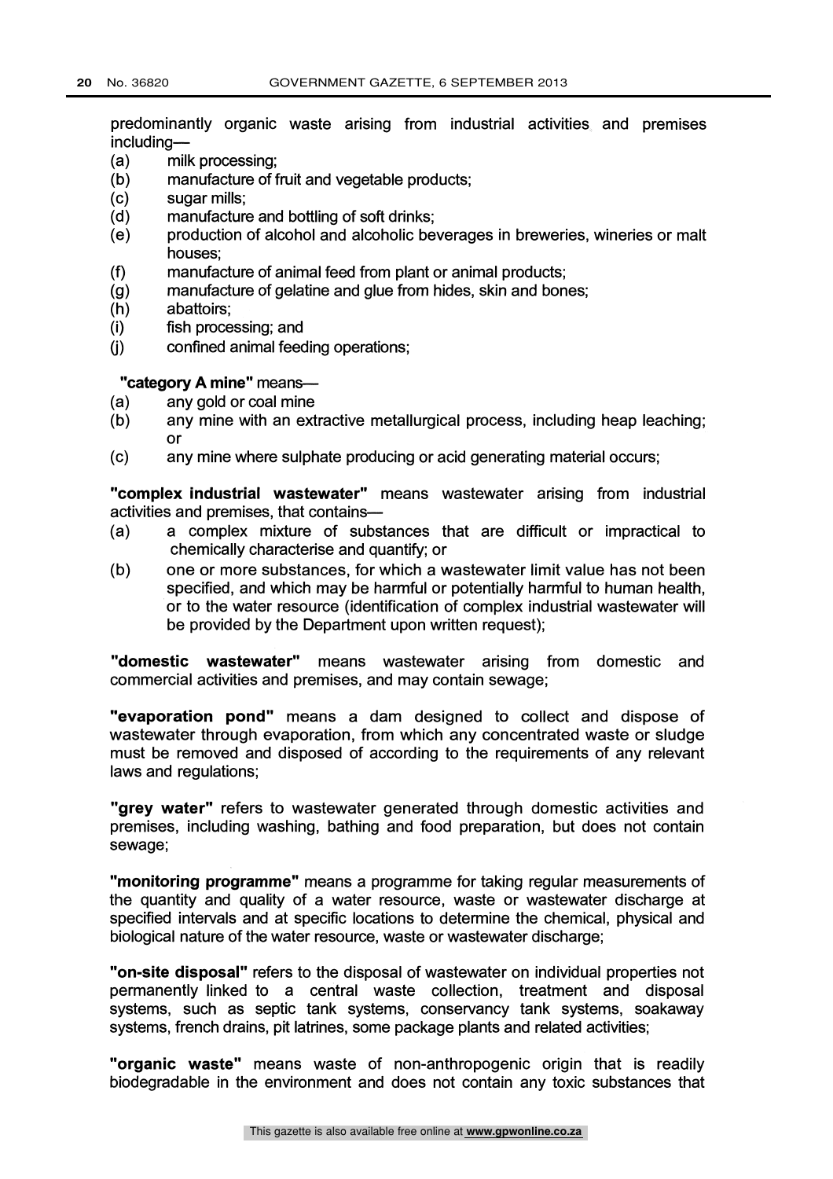predominantly organic waste arising from industrial activities and premises including—

(a) milk processing;
(b) manufacture of fruit and vegetable products;
(c) sugar mills;
(d) manufacture and bottling of soft drinks;
(e) production of alcohol and alcoholic beverages in breweries, wineries or malt houses;
(f) manufacture of animal feed from plant or animal products;
(g) manufacture of gelatine and glue from hides, skin and bones;
(h) abattoirs;
(i) fish processing; and
(j) confined animal feeding operations;

**"category A mine"** means—

(a) any gold or coal mine
(b) any mine with an extractive metallurgical process, including heap leaching; or
(c) any mine where sulphate producing or acid generating material occurs;

**"complex industrial wastewater"** means wastewater arising from industrial activities and premises, that contains—

(a) a complex mixture of substances that are difficult or impractical to chemically characterise and quantify; or
(b) one or more substances, for which a wastewater limit value has not been specified, and which may be harmful or potentially harmful to human health, or to the water resource (identification of complex industrial wastewater will be provided by the Department upon written request);

**"domestic wastewater"** means wastewater arising from domestic and commercial activities and premises, and may contain sewage;

**"evaporation pond"** means a dam designed to collect and dispose of wastewater through evaporation, from which any concentrated waste or sludge must be removed and disposed of according to the requirements of any relevant laws and regulations;

**"grey water"** refers to wastewater generated through domestic activities and premises, including washing, bathing and food preparation, but does not contain sewage;

**"monitoring programme"** means a programme for taking regular measurements of the quantity and quality of a water resource, waste or wastewater discharge at specified intervals and at specific locations to determine the chemical, physical and biological nature of the water resource, waste or wastewater discharge;

**"on-site disposal"** refers to the disposal of wastewater on individual properties not permanently linked to a central waste collection, treatment and disposal systems, such as septic tank systems, conservancy tank systems, soakaway systems, french drains, pit latrines, some package plants and related activities;

**"organic waste"** means waste of non-anthropogenic origin that is readily biodegradable in the environment and does not contain any toxic substances that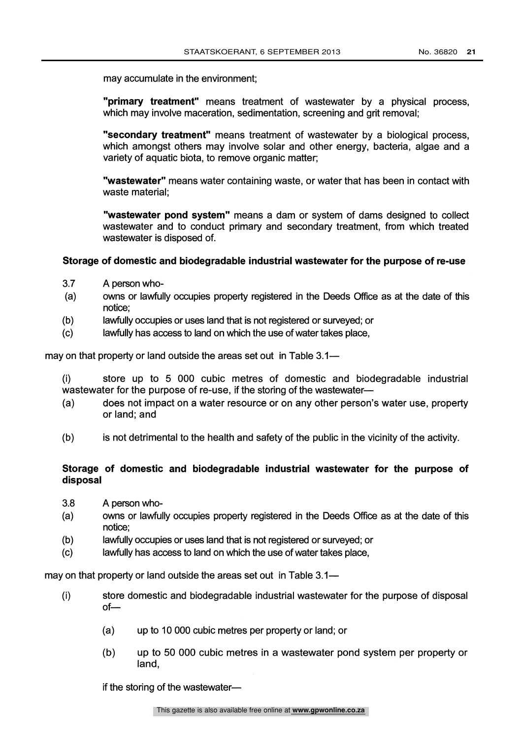may accumulate in the environment;

**"primary treatment"** means treatment of wastewater by a physical process, which may involve maceration, sedimentation, screening and grit removal;

**"secondary treatment"** means treatment of wastewater by a biological process, which amongst others may involve solar and other energy, bacteria, algae and a variety of aquatic biota, to remove organic matter;

**"wastewater"** means water containing waste, or water that has been in contact with waste material;

**"wastewater pond system"** means a dam or system of dams designed to collect wastewater and to conduct primary and secondary treatment, from which treated wastewater is disposed of.

**Storage of domestic and biodegradable industrial wastewater for the purpose of re-use**

3.7 A person who-

(a) owns or lawfully occupies property registered in the Deeds Office as at the date of this notice;

(b) lawfully occupies or uses land that is not registered or surveyed; or

(c) lawfully has access to land on which the use of water takes place,

may on that property or land outside the areas set out in Table 3.1—

(i) store up to 5 000 cubic metres of domestic and biodegradable industrial wastewater for the purpose of re-use, if the storing of the wastewater—

(a) does not impact on a water resource or on any other person's water use, property or land; and

(b) is not detrimental to the health and safety of the public in the vicinity of the activity.

**Storage of domestic and biodegradable industrial wastewater for the purpose of disposal**

3.8 A person who-

(a) owns or lawfully occupies property registered in the Deeds Office as at the date of this notice;

(b) lawfully occupies or uses land that is not registered or surveyed; or

(c) lawfully has access to land on which the use of water takes place,

may on that property or land outside the areas set out in Table 3.1—

(i) store domestic and biodegradable industrial wastewater for the purpose of disposal of—

(a) up to 10 000 cubic metres per property or land; or

(b) up to 50 000 cubic metres in a wastewater pond system per property or land,

if the storing of the wastewater—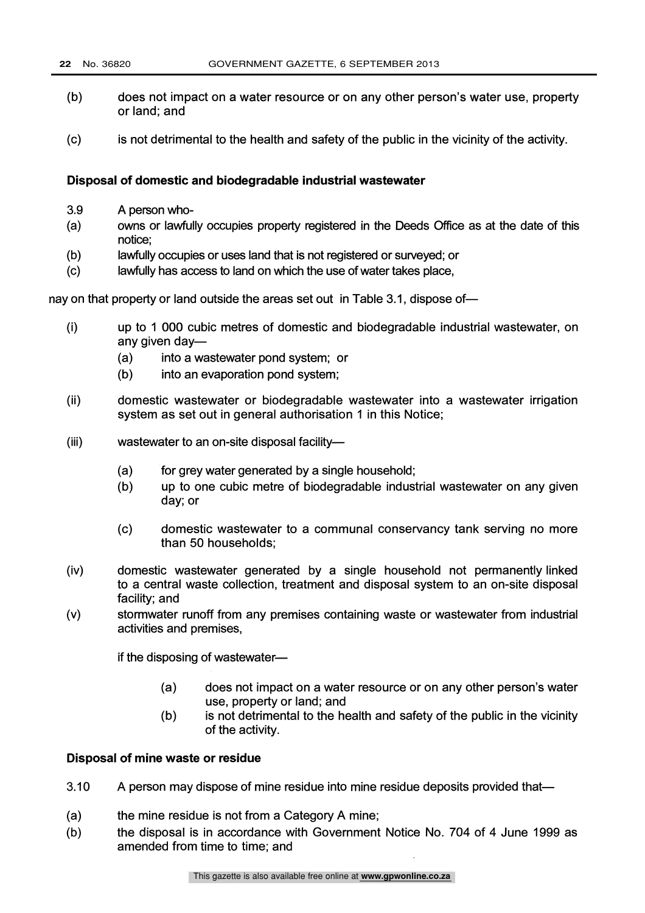(b) does not impact on a water resource or on any other person's water use, property or land; and

(c) is not detrimental to the health and safety of the public in the vicinity of the activity.

**Disposal of domestic and biodegradable industrial wastewater**

3.9 A person who-

(a) owns or lawfully occupies property registered in the Deeds Office as at the date of this notice;

(b) lawfully occupies or uses land that is not registered or surveyed; or

(c) lawfully has access to land on which the use of water takes place,

nay on that property or land outside the areas set out in Table 3.1, dispose of—

(i) up to 1 000 cubic metres of domestic and biodegradable industrial wastewater, on any given day—
   - (a) into a wastewater pond system; or
   - (b) into an evaporation pond system;

(ii) domestic wastewater or biodegradable wastewater into a wastewater irrigation system as set out in general authorisation 1 in this Notice;

(iii) wastewater to an on-site disposal facility—
   - (a) for grey water generated by a single household;
   - (b) up to one cubic metre of biodegradable industrial wastewater on any given day; or
   - (c) domestic wastewater to a communal conservancy tank serving no more than 50 households;

(iv) domestic wastewater generated by a single household not permanently linked to a central waste collection, treatment and disposal system to an on-site disposal facility; and

(v) stormwater runoff from any premises containing waste or wastewater from industrial activities and premises,

if the disposing of wastewater—

   - (a) does not impact on a water resource or on any other person's water use, property or land; and
   - (b) is not detrimental to the health and safety of the public in the vicinity of the activity.

**Disposal of mine waste or residue**

3.10 A person may dispose of mine residue into mine residue deposits provided that—

(a) the mine residue is not from a Category A mine;

(b) the disposal is in accordance with Government Notice No. 704 of 4 June 1999 as amended from time to time; and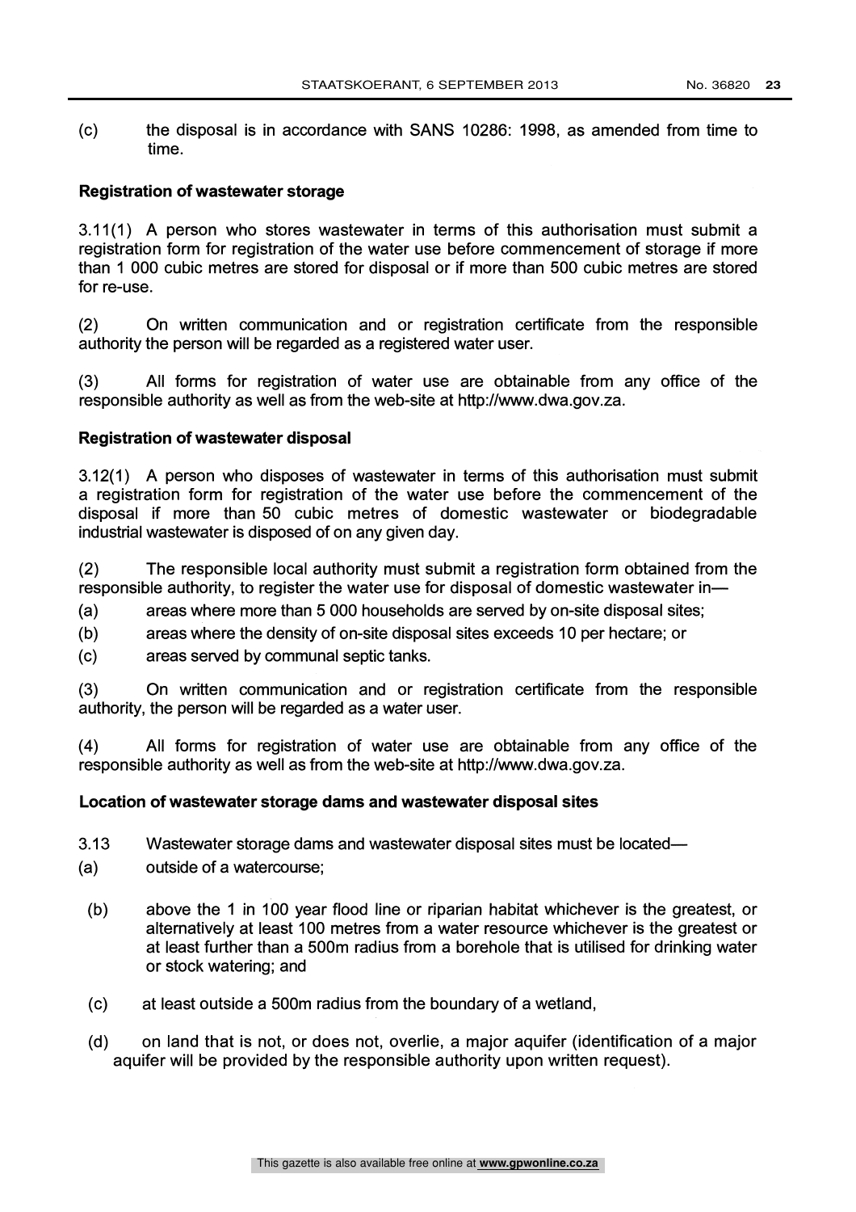(c) the disposal is in accordance with SANS 10286: 1998, as amended from time to time.

**Registration of wastewater storage**

3.11(1) A person who stores wastewater in terms of this authorisation must submit a registration form for registration of the water use before commencement of storage if more than 1 000 cubic metres are stored for disposal or if more than 500 cubic metres are stored for re-use.

(2) On written communication and or registration certificate from the responsible authority the person will be regarded as a registered water user.

(3) All forms for registration of water use are obtainable from any office of the responsible authority as well as from the web-site at http://www.dwa.gov.za.

**Registration of wastewater disposal**

3.12(1) A person who disposes of wastewater in terms of this authorisation must submit a registration form for registration of the water use before the commencement of the disposal if more than 50 cubic metres of domestic wastewater or biodegradable industrial wastewater is disposed of on any given day.

(2) The responsible local authority must submit a registration form obtained from the responsible authority, to register the water use for disposal of domestic wastewater in—

(a) areas where more than 5 000 households are served by on-site disposal sites;

(b) areas where the density of on-site disposal sites exceeds 10 per hectare; or

(c) areas served by communal septic tanks.

(3) On written communication and or registration certificate from the responsible authority, the person will be regarded as a water user.

(4) All forms for registration of water use are obtainable from any office of the responsible authority as well as from the web-site at http://www.dwa.gov.za.

**Location of wastewater storage dams and wastewater disposal sites**

3.13 Wastewater storage dams and wastewater disposal sites must be located—

(a) outside of a watercourse;

(b) above the 1 in 100 year flood line or riparian habitat whichever is the greatest, or alternatively at least 100 metres from a water resource whichever is the greatest or at least further than a 500m radius from a borehole that is utilised for drinking water or stock watering; and

(c) at least outside a 500m radius from the boundary of a wetland,

(d) on land that is not, or does not, overlie, a major aquifer (identification of a major aquifer will be provided by the responsible authority upon written request).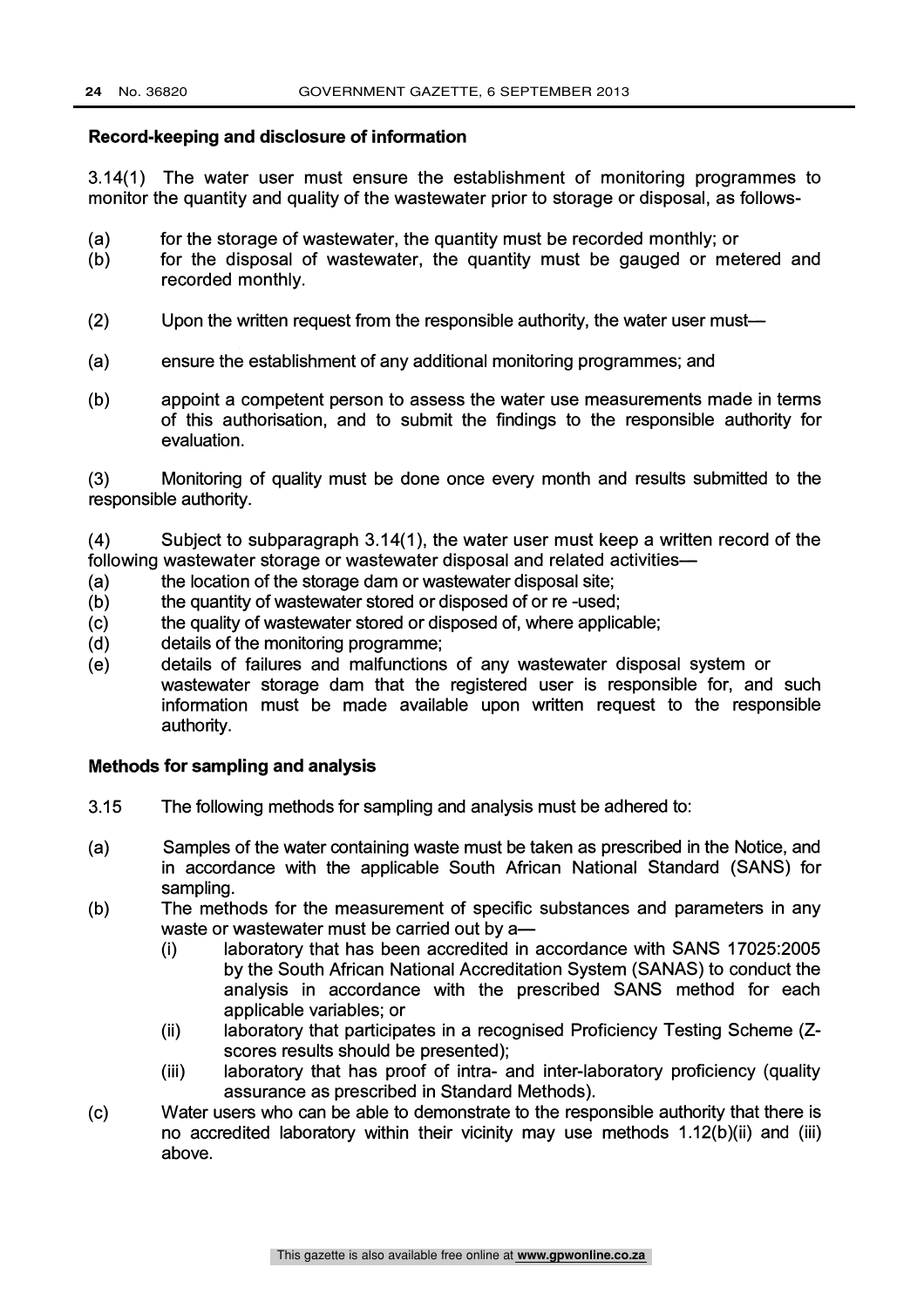**Record-keeping and disclosure of information**

3.14(1) The water user must ensure the establishment of monitoring programmes to monitor the quantity and quality of the wastewater prior to storage or disposal, as follows-

(a) for the storage of wastewater, the quantity must be recorded monthly; or
(b) for the disposal of wastewater, the quantity must be gauged or metered and recorded monthly.

(2) Upon the written request from the responsible authority, the water user must—

(a) ensure the establishment of any additional monitoring programmes; and

(b) appoint a competent person to assess the water use measurements made in terms of this authorisation, and to submit the findings to the responsible authority for evaluation.

(3) Monitoring of quality must be done once every month and results submitted to the responsible authority.

(4) Subject to subparagraph 3.14(1), the water user must keep a written record of the following wastewater storage or wastewater disposal and related activities—
(a) the location of the storage dam or wastewater disposal site;
(b) the quantity of wastewater stored or disposed of or re -used;
(c) the quality of wastewater stored or disposed of, where applicable;
(d) details of the monitoring programme;
(e) details of failures and malfunctions of any wastewater disposal system or wastewater storage dam that the registered user is responsible for, and such information must be made available upon written request to the responsible authority.

**Methods for sampling and analysis**

3.15 The following methods for sampling and analysis must be adhered to:

(a) Samples of the water containing waste must be taken as prescribed in the Notice, and in accordance with the applicable South African National Standard (SANS) for sampling.
(b) The methods for the measurement of specific substances and parameters in any waste or wastewater must be carried out by a—
   (i) laboratory that has been accredited in accordance with SANS 17025:2005 by the South African National Accreditation System (SANAS) to conduct the analysis in accordance with the prescribed SANS method for each applicable variables; or
   (ii) laboratory that participates in a recognised Proficiency Testing Scheme (Z-scores results should be presented);
   (iii) laboratory that has proof of intra- and inter-laboratory proficiency (quality assurance as prescribed in Standard Methods).
(c) Water users who can be able to demonstrate to the responsible authority that there is no accredited laboratory within their vicinity may use methods 1.12(b)(ii) and (iii) above.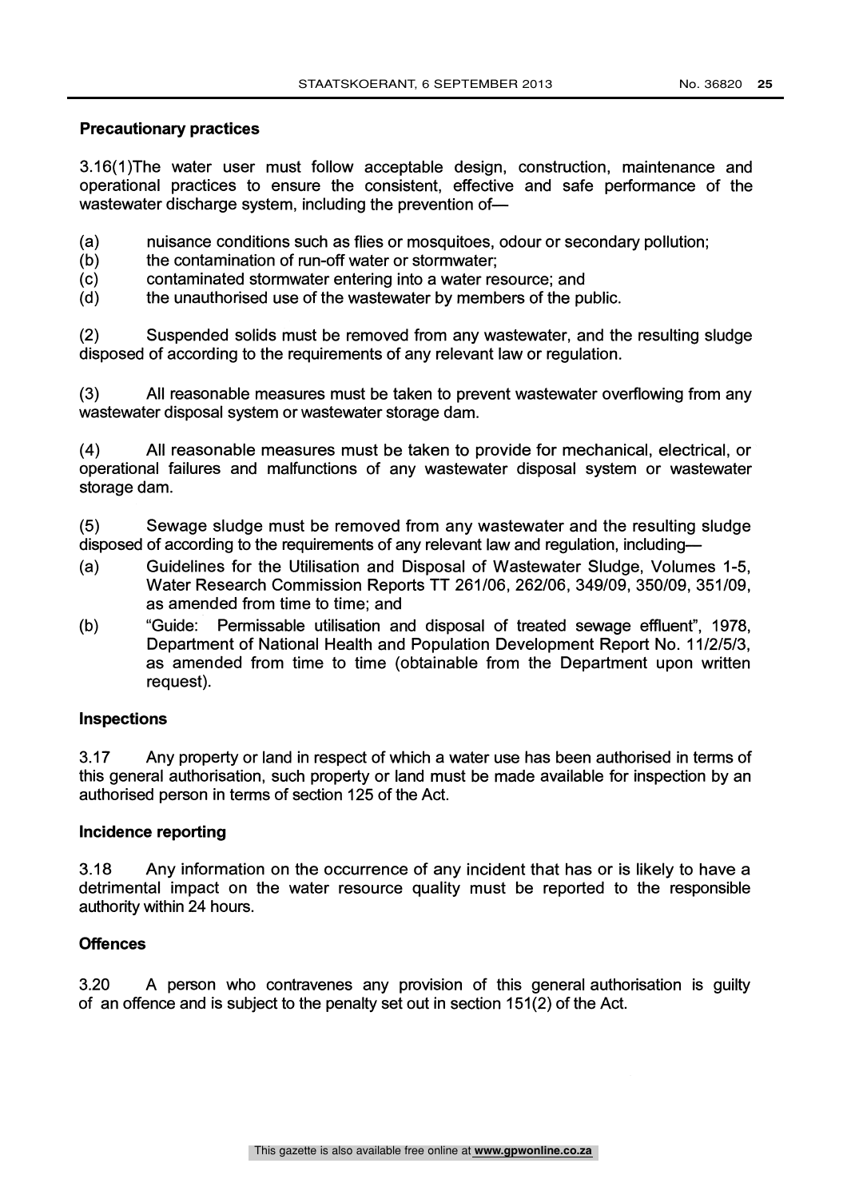**Precautionary practices**

3.16(1)The water user must follow acceptable design, construction, maintenance and operational practices to ensure the consistent, effective and safe performance of the wastewater discharge system, including the prevention of—

(a) nuisance conditions such as flies or mosquitoes, odour or secondary pollution;
(b) the contamination of run-off water or stormwater;
(c) contaminated stormwater entering into a water resource; and
(d) the unauthorised use of the wastewater by members of the public.

(2) Suspended solids must be removed from any wastewater, and the resulting sludge disposed of according to the requirements of any relevant law or regulation.

(3) All reasonable measures must be taken to prevent wastewater overflowing from any wastewater disposal system or wastewater storage dam.

(4) All reasonable measures must be taken to provide for mechanical, electrical, or operational failures and malfunctions of any wastewater disposal system or wastewater storage dam.

(5) Sewage sludge must be removed from any wastewater and the resulting sludge disposed of according to the requirements of any relevant law and regulation, including—

(a) Guidelines for the Utilisation and Disposal of Wastewater Sludge, Volumes 1-5, Water Research Commission Reports TT 261/06, 262/06, 349/09, 350/09, 351/09, as amended from time to time; and
(b) "Guide: Permissable utilisation and disposal of treated sewage effluent", 1978, Department of National Health and Population Development Report No. 11/2/5/3, as amended from time to time (obtainable from the Department upon written request).

**Inspections**

3.17 Any property or land in respect of which a water use has been authorised in terms of this general authorisation, such property or land must be made available for inspection by an authorised person in terms of section 125 of the Act.

**Incidence reporting**

3.18 Any information on the occurrence of any incident that has or is likely to have a detrimental impact on the water resource quality must be reported to the responsible authority within 24 hours.

**Offences**

3.20 A person who contravenes any provision of this general authorisation is guilty of an offence and is subject to the penalty set out in section 151(2) of the Act.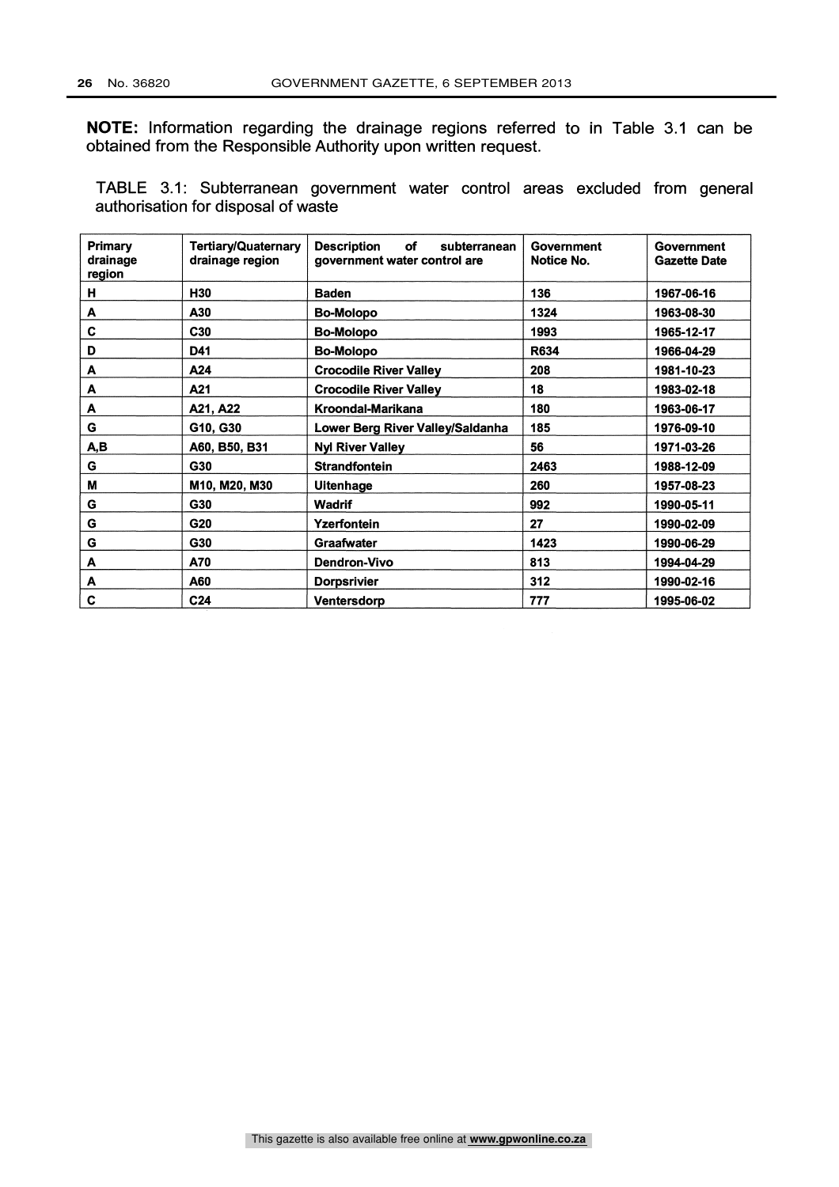**NOTE:** Information regarding the drainage regions referred to in Table 3.1 can be obtained from the Responsible Authority upon written request.

TABLE 3.1: Subterranean government water control areas excluded from general authorisation for disposal of waste

| Primary drainage region | Tertiary/Quaternary drainage region | Description of subterranean government water control are | Government Notice No. | Government Gazette Date |
|---|---|---|---|---|
| **H** | **H30** | **Baden** | **136** | **1967-06-16** |
| **A** | **A30** | **Bo-Molopo** | **1324** | **1963-08-30** |
| **C** | **C30** | **Bo-Molopo** | **1993** | **1965-12-17** |
| **D** | **D41** | **Bo-Molopo** | **R634** | **1966-04-29** |
| **A** | **A24** | **Crocodile River Valley** | **208** | **1981-10-23** |
| **A** | **A21** | **Crocodile River Valley** | **18** | **1983-02-18** |
| **A** | **A21, A22** | **Kroondal-Marikana** | **180** | **1963-06-17** |
| **G** | **G10, G30** | **Lower Berg River Valley/Saldanha** | **185** | **1976-09-10** |
| **A,B** | **A60, B50, B31** | **Nyl River Valley** | **56** | **1971-03-26** |
| **G** | **G30** | **Strandfontein** | **2463** | **1988-12-09** |
| **M** | **M10, M20, M30** | **Uitenhage** | **260** | **1957-08-23** |
| **G** | **G30** | **Wadrif** | **992** | **1990-05-11** |
| **G** | **G20** | **Yzerfontein** | **27** | **1990-02-09** |
| **G** | **G30** | **Graafwater** | **1423** | **1990-06-29** |
| **A** | **A70** | **Dendron-Vivo** | **813** | **1994-04-29** |
| **A** | **A60** | **Dorpsrivier** | **312** | **1990-02-16** |
| **C** | **C24** | **Ventersdorp** | **777** | **1995-06-02** |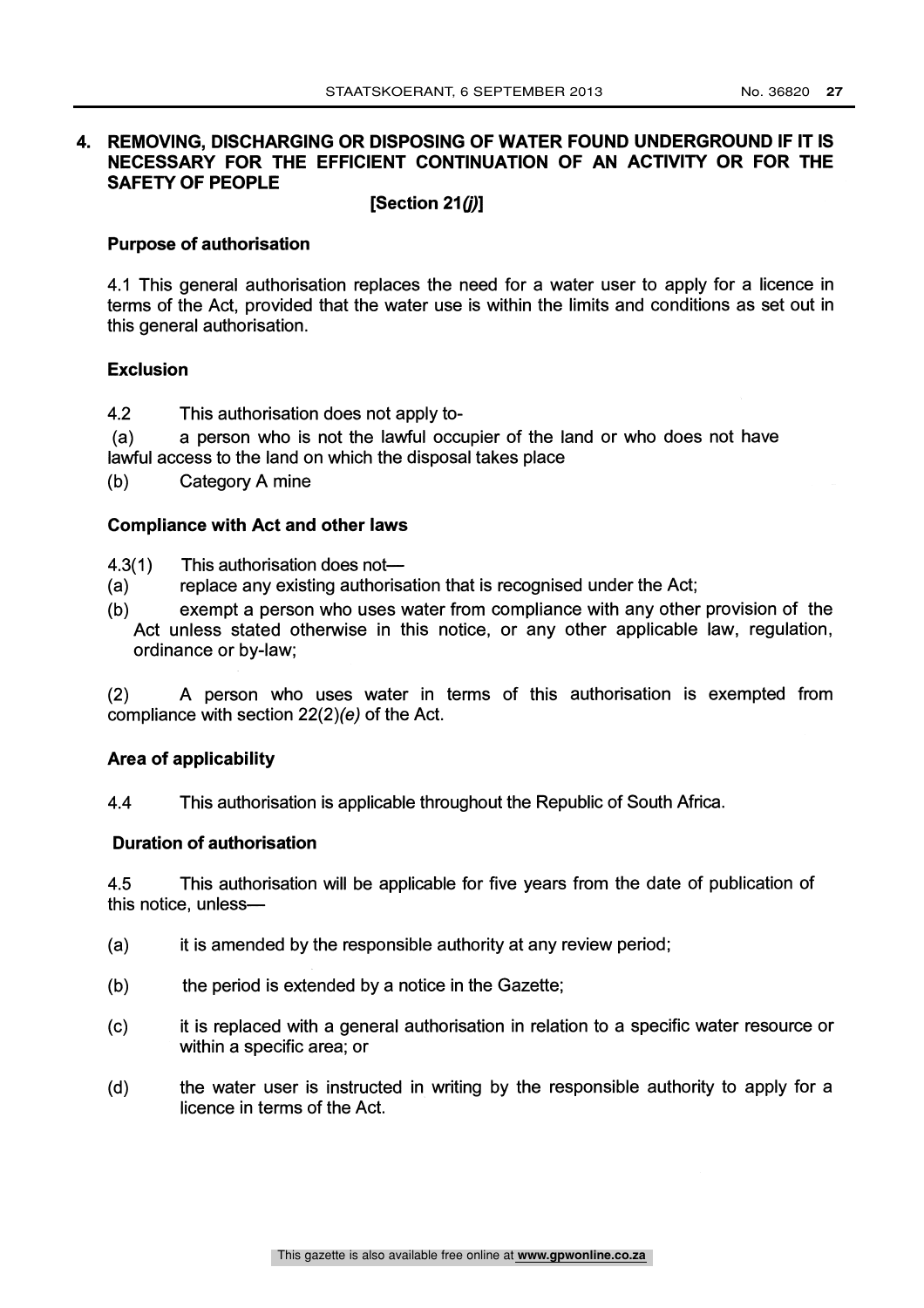## 4. REMOVING, DISCHARGING OR DISPOSING OF WATER FOUND UNDERGROUND IF IT IS NECESSARY FOR THE EFFICIENT CONTINUATION OF AN ACTIVITY OR FOR THE SAFETY OF PEOPLE

**[Section 21*(j)*]**

### Purpose of authorisation

4.1 This general authorisation replaces the need for a water user to apply for a licence in terms of the Act, provided that the water use is within the limits and conditions as set out in this general authorisation.

### Exclusion

4.2 This authorisation does not apply to-

(a) a person who is not the lawful occupier of the land or who does not have lawful access to the land on which the disposal takes place

(b) Category A mine

### Compliance with Act and other laws

4.3(1) This authorisation does not—

(a) replace any existing authorisation that is recognised under the Act;

(b) exempt a person who uses water from compliance with any other provision of the Act unless stated otherwise in this notice, or any other applicable law, regulation, ordinance or by-law;

(2) A person who uses water in terms of this authorisation is exempted from compliance with section 22(2)*(e)* of the Act.

### Area of applicability

4.4 This authorisation is applicable throughout the Republic of South Africa.

### Duration of authorisation

4.5 This authorisation will be applicable for five years from the date of publication of this notice, unless—

(a) it is amended by the responsible authority at any review period;

(b) the period is extended by a notice in the Gazette;

(c) it is replaced with a general authorisation in relation to a specific water resource or within a specific area; or

(d) the water user is instructed in writing by the responsible authority to apply for a licence in terms of the Act.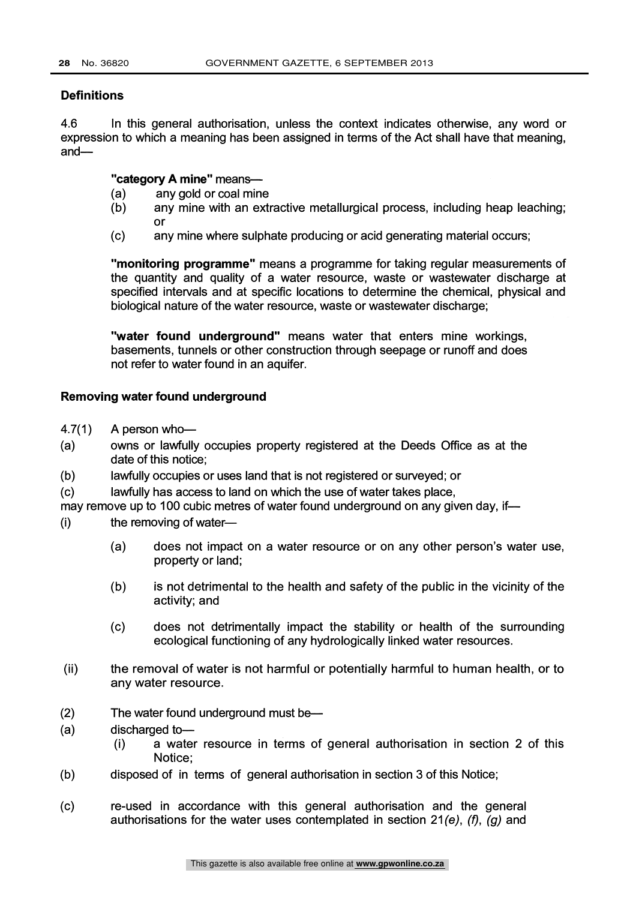### Definitions

4.6 In this general authorisation, unless the context indicates otherwise, any word or expression to which a meaning has been assigned in terms of the Act shall have that meaning, and—

**"category A mine"** means—

(a) any gold or coal mine

(b) any mine with an extractive metallurgical process, including heap leaching; or

(c) any mine where sulphate producing or acid generating material occurs;

**"monitoring programme"** means a programme for taking regular measurements of the quantity and quality of a water resource, waste or wastewater discharge at specified intervals and at specific locations to determine the chemical, physical and biological nature of the water resource, waste or wastewater discharge;

**"water found underground"** means water that enters mine workings, basements, tunnels or other construction through seepage or runoff and does not refer to water found in an aquifer.

### Removing water found underground

4.7(1) A person who—

(a) owns or lawfully occupies property registered at the Deeds Office as at the date of this notice;

(b) lawfully occupies or uses land that is not registered or surveyed; or

(c) lawfully has access to land on which the use of water takes place,

may remove up to 100 cubic metres of water found underground on any given day, if—

(i) the removing of water—

(a) does not impact on a water resource or on any other person's water use, property or land;

(b) is not detrimental to the health and safety of the public in the vicinity of the activity; and

(c) does not detrimentally impact the stability or health of the surrounding ecological functioning of any hydrologically linked water resources.

(ii) the removal of water is not harmful or potentially harmful to human health, or to any water resource.

(2) The water found underground must be—

(a) discharged to—

(i) a water resource in terms of general authorisation in section 2 of this Notice;

(b) disposed of in terms of general authorisation in section 3 of this Notice;

(c) re-used in accordance with this general authorisation and the general authorisations for the water uses contemplated in section 21*(e)*, *(f)*, *(g)* and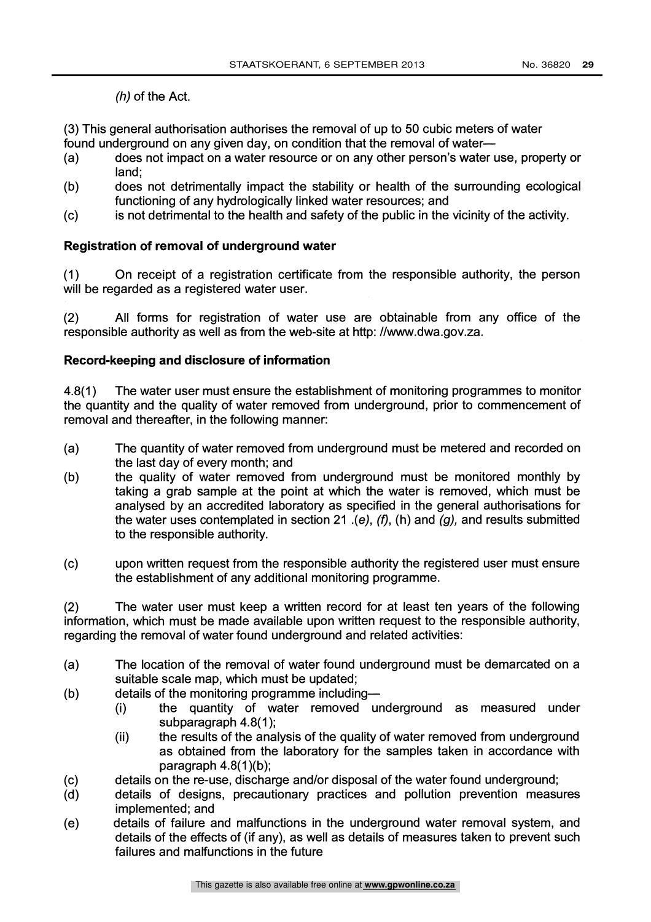*(h)* of the Act.

(3) This general authorisation authorises the removal of up to 50 cubic meters of water found underground on any given day, on condition that the removal of water—

(a) does not impact on a water resource or on any other person's water use, property or land;
(b) does not detrimentally impact the stability or health of the surrounding ecological functioning of any hydrologically linked water resources; and
(c) is not detrimental to the health and safety of the public in the vicinity of the activity.

**Registration of removal of underground water**

(1) On receipt of a registration certificate from the responsible authority, the person will be regarded as a registered water user.

(2) All forms for registration of water use are obtainable from any office of the responsible authority as well as from the web-site at http: //www.dwa.gov.za.

**Record-keeping and disclosure of information**

4.8(1) The water user must ensure the establishment of monitoring programmes to monitor the quantity and the quality of water removed from underground, prior to commencement of removal and thereafter, in the following manner:

(a) The quantity of water removed from underground must be metered and recorded on the last day of every month; and
(b) the quality of water removed from underground must be monitored monthly by taking a grab sample at the point at which the water is removed, which must be analysed by an accredited laboratory as specified in the general authorisations for the water uses contemplated in section 21 .*(e)*, *(f)*, (h) and *(g),* and results submitted to the responsible authority.

(c) upon written request from the responsible authority the registered user must ensure the establishment of any additional monitoring programme.

(2) The water user must keep a written record for at least ten years of the following information, which must be made available upon written request to the responsible authority, regarding the removal of water found underground and related activities:

(a) The location of the removal of water found underground must be demarcated on a suitable scale map, which must be updated;
(b) details of the monitoring programme including—
    (i) the quantity of water removed underground as measured under subparagraph 4.8(1);
    (ii) the results of the analysis of the quality of water removed from underground as obtained from the laboratory for the samples taken in accordance with paragraph 4.8(1)(b);
(c) details on the re-use, discharge and/or disposal of the water found underground;
(d) details of designs, precautionary practices and pollution prevention measures implemented; and
(e) details of failure and malfunctions in the underground water removal system, and details of the effects of (if any), as well as details of measures taken to prevent such failures and malfunctions in the future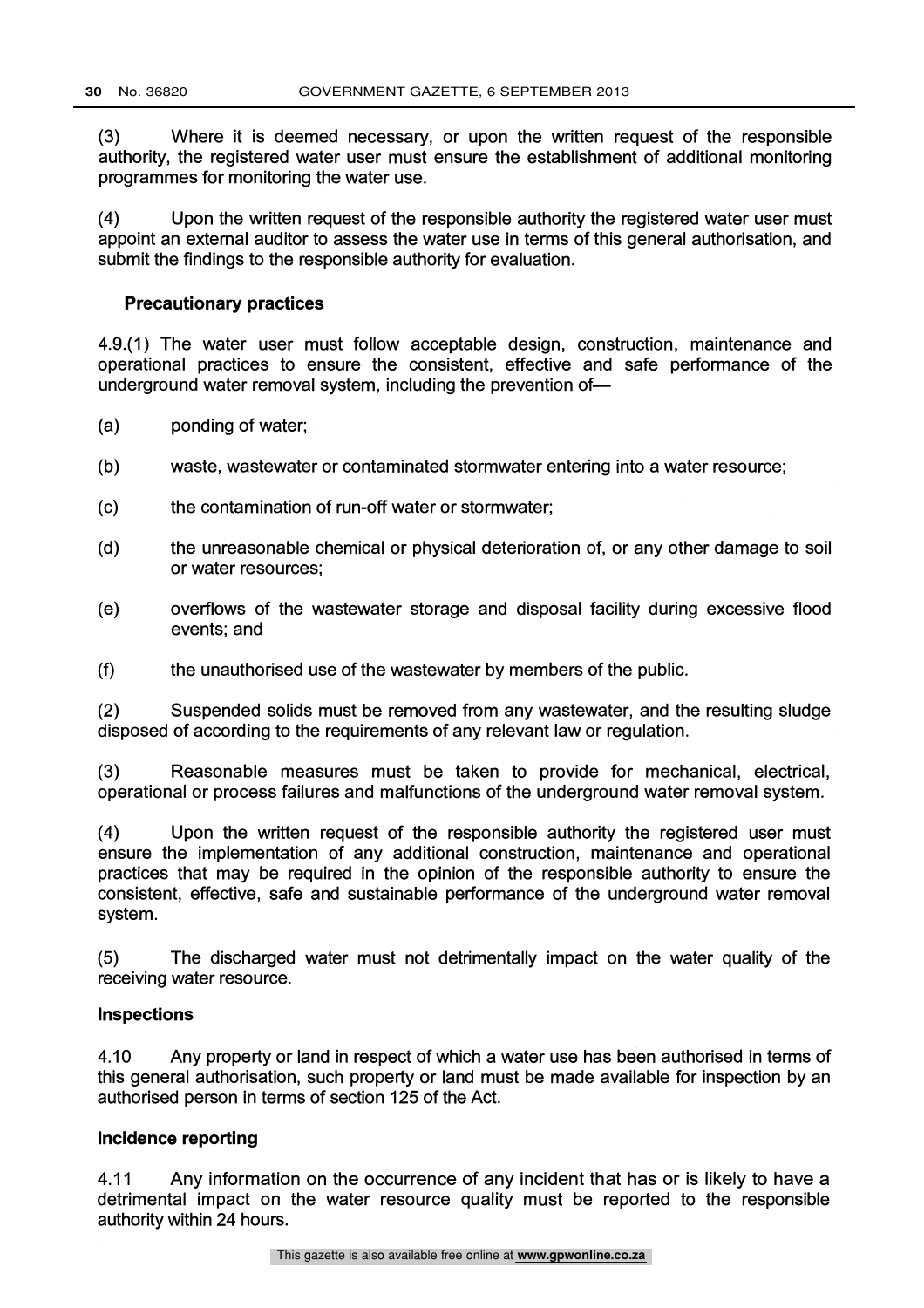(3) Where it is deemed necessary, or upon the written request of the responsible authority, the registered water user must ensure the establishment of additional monitoring programmes for monitoring the water use.

(4) Upon the written request of the responsible authority the registered water user must appoint an external auditor to assess the water use in terms of this general authorisation, and submit the findings to the responsible authority for evaluation.

### Precautionary practices

4.9.(1) The water user must follow acceptable design, construction, maintenance and operational practices to ensure the consistent, effective and safe performance of the underground water removal system, including the prevention of—

(a) ponding of water;

(b) waste, wastewater or contaminated stormwater entering into a water resource;

(c) the contamination of run-off water or stormwater;

(d) the unreasonable chemical or physical deterioration of, or any other damage to soil or water resources;

(e) overflows of the wastewater storage and disposal facility during excessive flood events; and

(f) the unauthorised use of the wastewater by members of the public.

(2) Suspended solids must be removed from any wastewater, and the resulting sludge disposed of according to the requirements of any relevant law or regulation.

(3) Reasonable measures must be taken to provide for mechanical, electrical, operational or process failures and malfunctions of the underground water removal system.

(4) Upon the written request of the responsible authority the registered user must ensure the implementation of any additional construction, maintenance and operational practices that may be required in the opinion of the responsible authority to ensure the consistent, effective, safe and sustainable performance of the underground water removal system.

(5) The discharged water must not detrimentally impact on the water quality of the receiving water resource.

### Inspections

4.10 Any property or land in respect of which a water use has been authorised in terms of this general authorisation, such property or land must be made available for inspection by an authorised person in terms of section 125 of the Act.

### Incidence reporting

4.11 Any information on the occurrence of any incident that has or is likely to have a detrimental impact on the water resource quality must be reported to the responsible authority within 24 hours.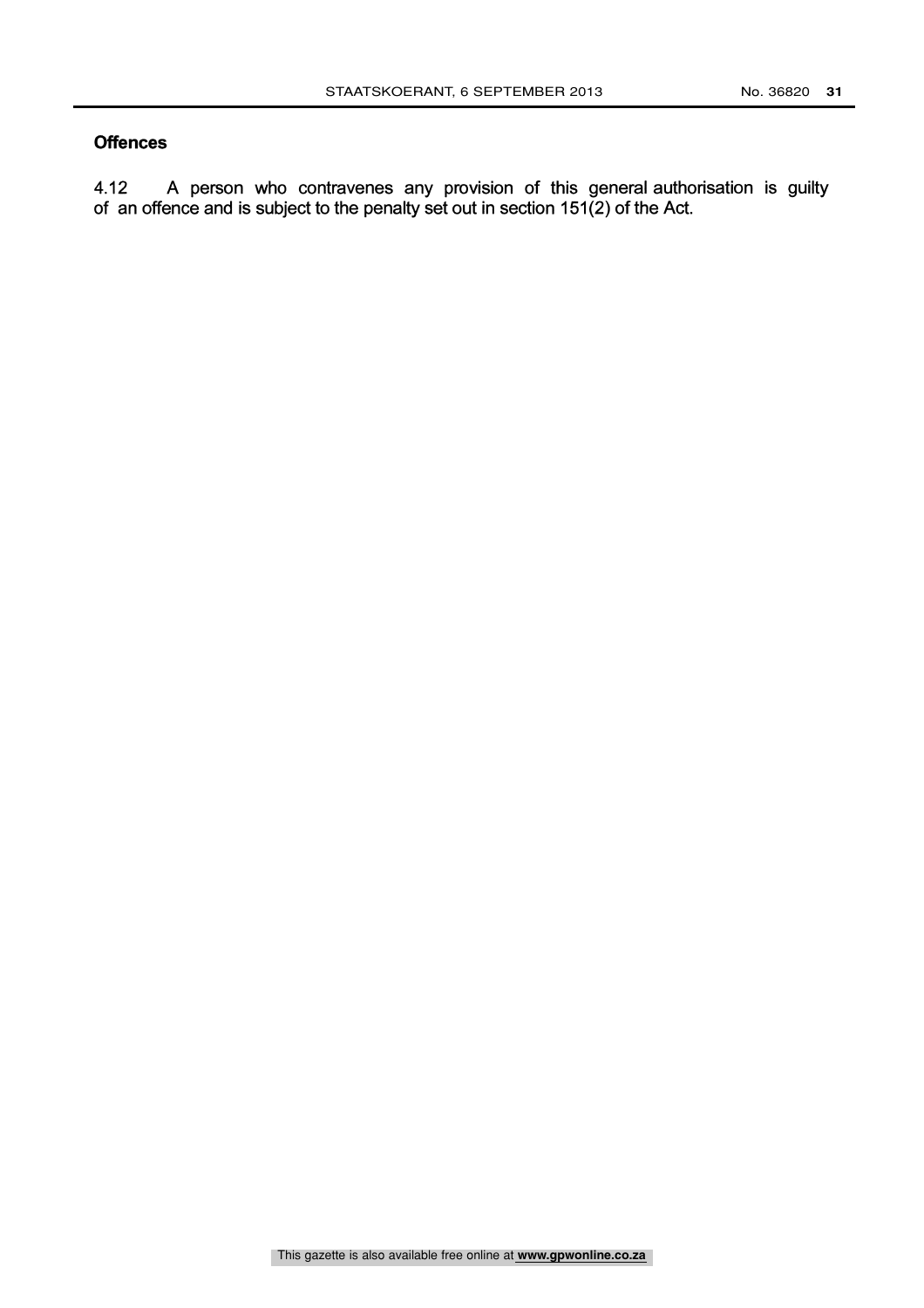**Offences**

4.12 A person who contravenes any provision of this general authorisation is guilty of an offence and is subject to the penalty set out in section 151(2) of the Act.